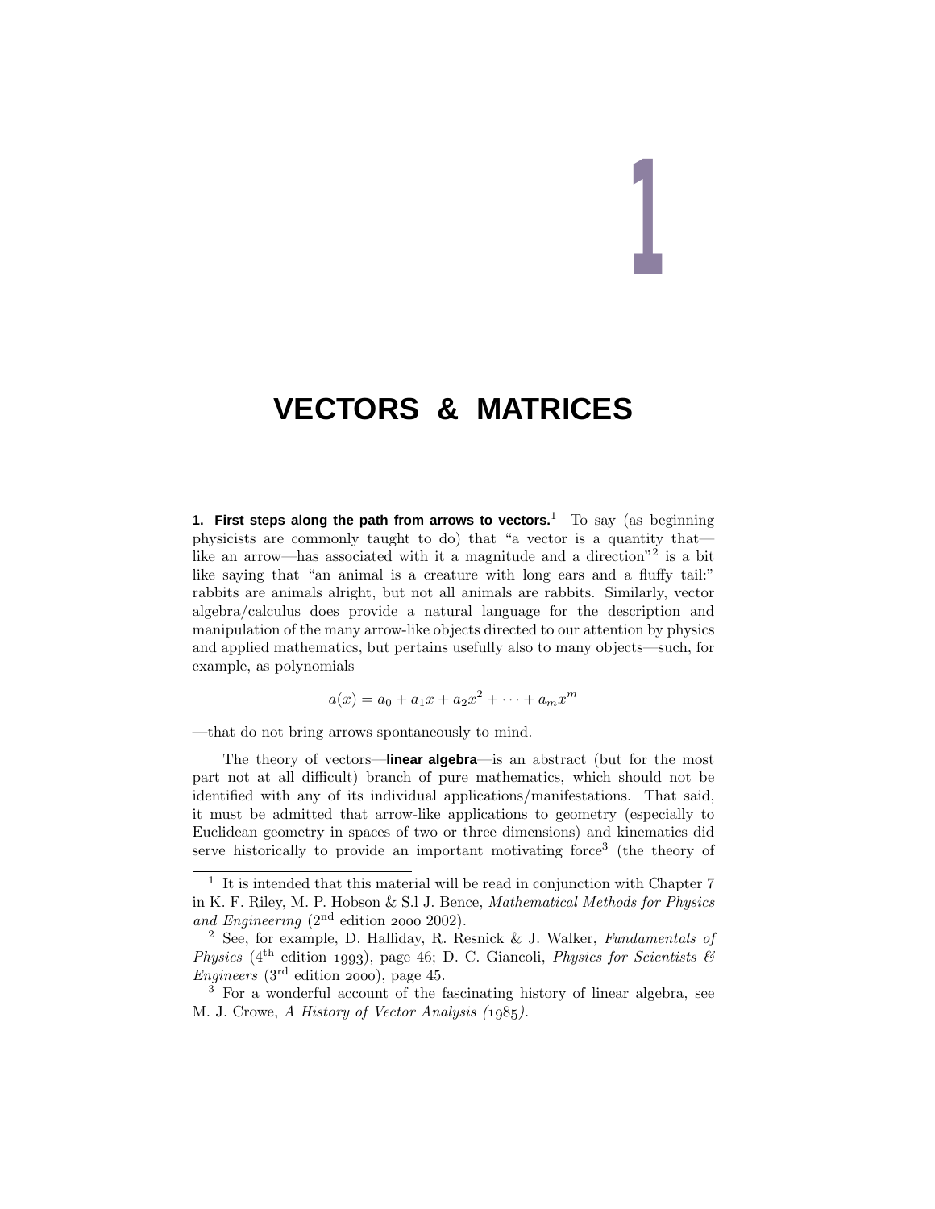# 1

# VECTORS & MATRICES

**1. First steps along the path from arrows to vectors.**[1] To say (as beginning physicists are commonly taught to do) that "a vector is a quantity that—like an arrow—has associated with it a magnitude and a direction"[2] is a bit like saying that "an animal is a creature with long ears and a fluffy tail:" rabbits are animals alright, but not all animals are rabbits. Similarly, vector algebra/calculus does provide a natural language for the description and manipulation of the many arrow-like objects directed to our attention by physics and applied mathematics, but pertains usefully also to many objects—such, for example, as polynomials

$$a(x) = a_0 + a_1x + a_2x^2 + \cdots + a_mx^m$$

—that do not bring arrows spontaneously to mind.

The theory of vectors—**linear algebra**—is an abstract (but for the most part not at all difficult) branch of pure mathematics, which should not be identified with any of its individual applications/manifestations. That said, it must be admitted that arrow-like applications to geometry (especially to Euclidean geometry in spaces of two or three dimensions) and kinematics did serve historically to provide an important motivating force[3] (the theory of

---

[1] It is intended that this material will be read in conjunction with Chapter 7 in K. F. Riley, M. P. Hobson & S.l J. Bence, *Mathematical Methods for Physics and Engineering* (2nd edition 2000 2002).

[2] See, for example, D. Halliday, R. Resnick & J. Walker, *Fundamentals of Physics* (4th edition 1993), page 46; D. C. Giancoli, *Physics for Scientists & Engineers* (3rd edition 2000), page 45.

[3] For a wonderful account of the fascinating history of linear algebra, see M. J. Crowe, *A History of Vector Analysis (1985).*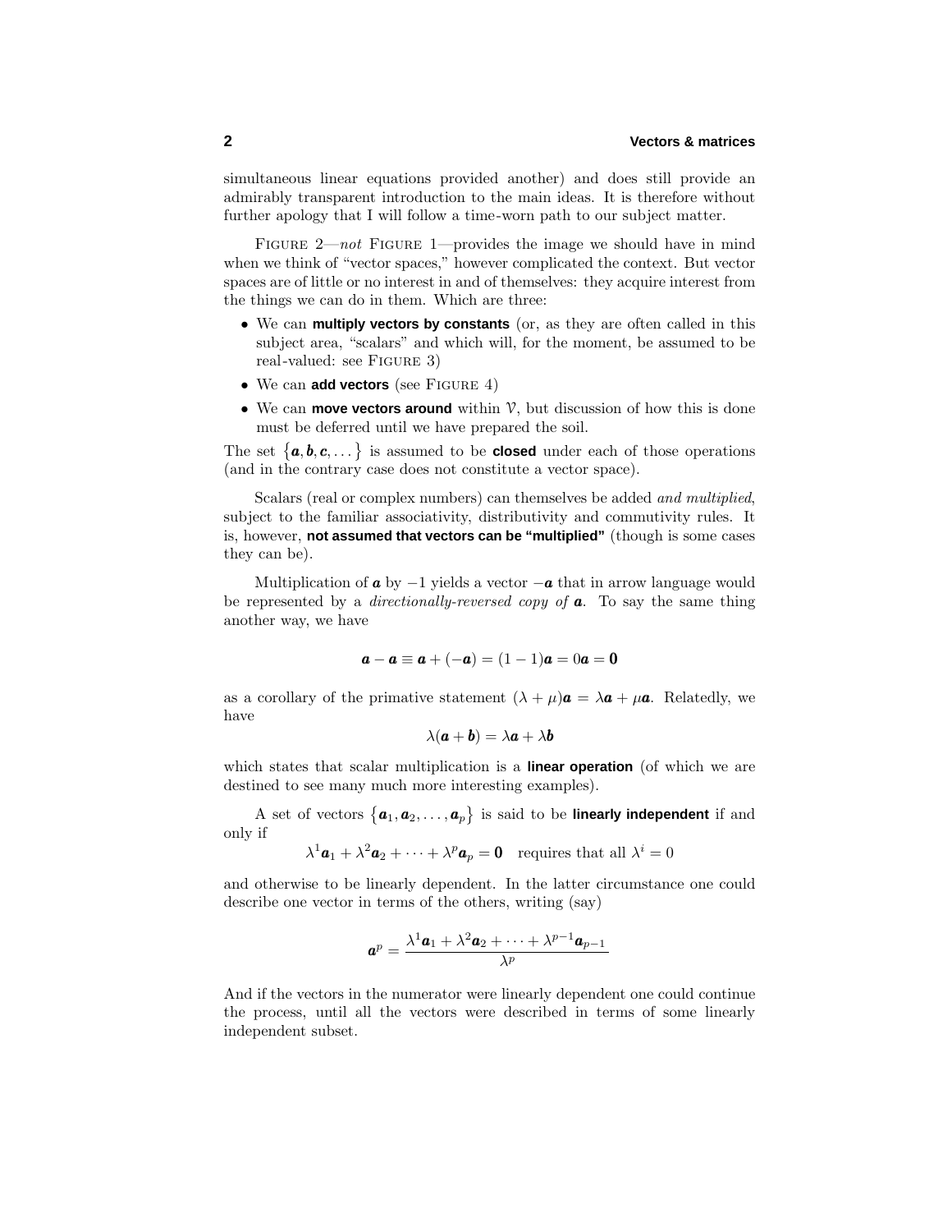simultaneous linear equations provided another) and does still provide an admirably transparent introduction to the main ideas. It is therefore without further apology that I will follow a time-worn path to our subject matter.

FIGURE 2—*not* FIGURE 1—provides the image we should have in mind when we think of "vector spaces," however complicated the context. But vector spaces are of little or no interest in and of themselves: they acquire interest from the things we can do in them. Which are three:

- We can **multiply vectors by constants** (or, as they are often called in this subject area, "scalars" and which will, for the moment, be assumed to be real-valued: see FIGURE 3)
- We can **add vectors** (see FIGURE 4)
- We can **move vectors around** within $\mathcal{V}$, but discussion of how this is done must be deferred until we have prepared the soil.

The set $\{\boldsymbol{a}, \boldsymbol{b}, \boldsymbol{c}, \dots\}$ is assumed to be **closed** under each of those operations (and in the contrary case does not constitute a vector space).

Scalars (real or complex numbers) can themselves be added *and multiplied*, subject to the familiar associativity, distributivity and commutivity rules. It is, however, **not assumed that vectors can be "multiplied"** (though is some cases they can be).

Multiplication of $\boldsymbol{a}$ by $-1$ yields a vector $-\boldsymbol{a}$ that in arrow language would be represented by a *directionally-reversed copy of* $\boldsymbol{a}$. To say the same thing another way, we have

$$\boldsymbol{a} - \boldsymbol{a} \equiv \boldsymbol{a} + (-\boldsymbol{a}) = (1-1)\boldsymbol{a} = 0\boldsymbol{a} = \mathbf{0}$$

as a corollary of the primative statement $(\lambda + \mu)\boldsymbol{a} = \lambda\boldsymbol{a} + \mu\boldsymbol{a}$. Relatedly, we have

$$\lambda(\boldsymbol{a} + \boldsymbol{b}) = \lambda\boldsymbol{a} + \lambda\boldsymbol{b}$$

which states that scalar multiplication is a **linear operation** (of which we are destined to see many much more interesting examples).

A set of vectors $\{\boldsymbol{a}_1, \boldsymbol{a}_2, \dots, \boldsymbol{a}_p\}$ is said to be **linearly independent** if and only if

$$\lambda^1\boldsymbol{a}_1 + \lambda^2\boldsymbol{a}_2 + \cdots + \lambda^p\boldsymbol{a}_p = \mathbf{0} \quad \text{requires that all } \lambda^i = 0$$

and otherwise to be linearly dependent. In the latter circumstance one could describe one vector in terms of the others, writing (say)

$$\boldsymbol{a}^p = \frac{\lambda^1\boldsymbol{a}_1 + \lambda^2\boldsymbol{a}_2 + \cdots + \lambda^{p-1}\boldsymbol{a}_{p-1}}{\lambda^p}$$

And if the vectors in the numerator were linearly dependent one could continue the process, until all the vectors were described in terms of some linearly independent subset.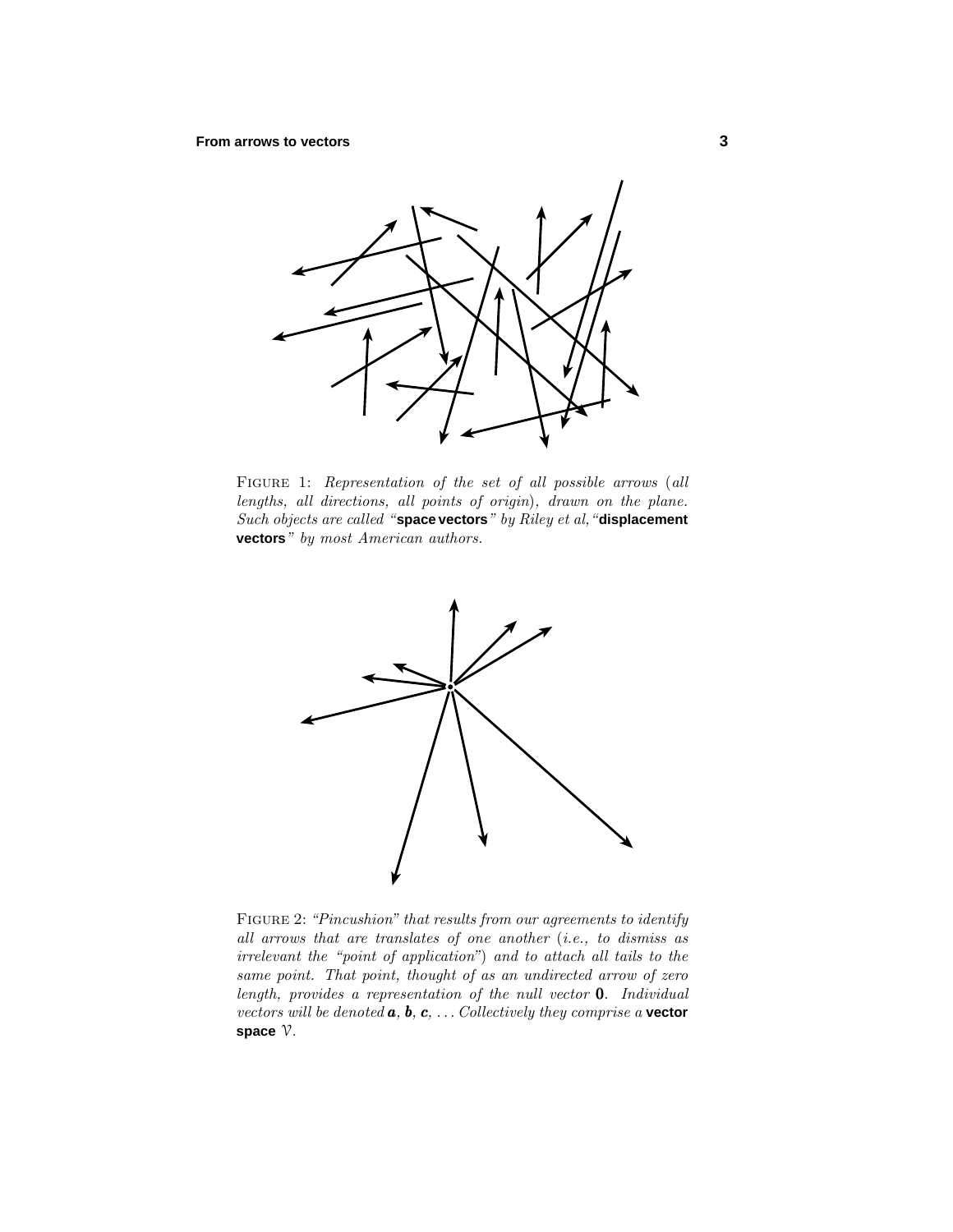FIGURE 1: *Representation of the set of all possible arrows* (*all lengths, all directions, all points of origin*), *drawn on the plane. Such objects are called "***space vectors***" by Riley et al, "***displacement vectors***" by most American authors.*

FIGURE 2: *"Pincushion" that results from our agreements to identify all arrows that are translates of one another* (*i.e., to dismiss as irrelevant the "point of application"*) *and to attach all tails to the same point. That point, thought of as an undirected arrow of zero length, provides a representation of the null vector* $\mathbf{0}$*. Individual vectors will be denoted* $\boldsymbol{a}$, $\boldsymbol{b}$, $\boldsymbol{c}$, ... *Collectively they comprise a* **vector space** $\mathcal{V}$.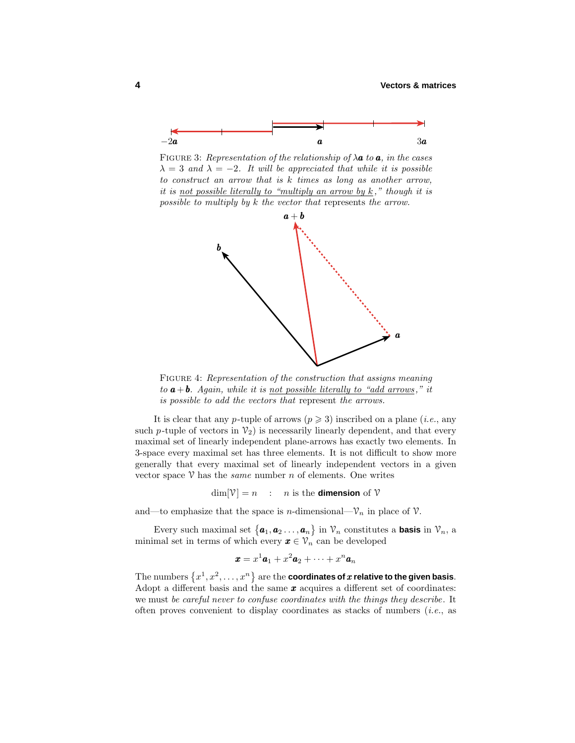FIGURE 3: *Representation of the relationship of $\lambda\boldsymbol{a}$ to $\boldsymbol{a}$, in the cases $\lambda = 3$ and $\lambda = -2$. It will be appreciated that while it is possible to construct an arrow that is $k$ times as long as another arrow, it is not possible literally to "multiply an arrow by $k$," though it is possible to multiply by $k$ the vector that* represents *the arrow.*

FIGURE 4: *Representation of the construction that assigns meaning to $\boldsymbol{a}+\boldsymbol{b}$. Again, while it is not possible literally to "add arrows," it is possible to add the vectors that* represent *the arrows.*

It is clear that any $p$-tuple of arrows ($p \geqslant 3$) inscribed on a plane (*i.e.*, any such $p$-tuple of vectors in $\mathcal{V}_2$) is necessarily linearly dependent, and that every maximal set of linearly independent plane-arrows has exactly two elements. In 3-space every maximal set has three elements. It is not difficult to show more generally that every maximal set of linearly independent vectors in a given vector space $\mathcal{V}$ has the *same* number $n$ of elements. One writes

$$\dim[\mathcal{V}] = n \quad : \quad n \text{ is the } \textbf{dimension} \text{ of } \mathcal{V}$$

and—to emphasize that the space is $n$-dimensional—$\mathcal{V}_n$ in place of $\mathcal{V}$.

Every such maximal set $\{\boldsymbol{a}_1, \boldsymbol{a}_2 \ldots, \boldsymbol{a}_n\}$ in $\mathcal{V}_n$ constitutes a **basis** in $\mathcal{V}_n$, a minimal set in terms of which every $\boldsymbol{x} \in \mathcal{V}_n$ can be developed

$$\boldsymbol{x} = x^1\boldsymbol{a}_1 + x^2\boldsymbol{a}_2 + \cdots + x^n\boldsymbol{a}_n$$

The numbers $\{x^1, x^2, \ldots, x^n\}$ are the **coordinates of $\boldsymbol{x}$ relative to the given basis**. Adopt a different basis and the same $\boldsymbol{x}$ acquires a different set of coordinates: we must *be careful never to confuse coordinates with the things they describe*. It often proves convenient to display coordinates as stacks of numbers (*i.e.*, as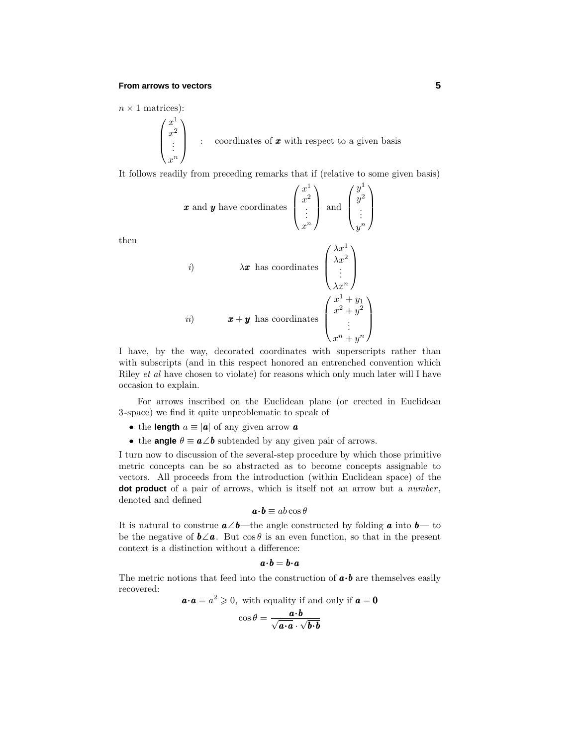$n \times 1$ matrices):

$$\begin{pmatrix} x^1 \\ x^2 \\ \vdots \\ x^n \end{pmatrix} \quad : \quad \text{coordinates of } \boldsymbol{x} \text{ with respect to a given basis}$$

It follows readily from preceding remarks that if (relative to some given basis)

$$\boldsymbol{x} \text{ and } \boldsymbol{y} \text{ have coordinates } \begin{pmatrix} x^1 \\ x^2 \\ \vdots \\ x^n \end{pmatrix} \text{ and } \begin{pmatrix} y^1 \\ y^2 \\ \vdots \\ y^n \end{pmatrix}$$

then

$$i) \qquad \lambda\boldsymbol{x} \text{ has coordinates } \begin{pmatrix} \lambda x^1 \\ \lambda x^2 \\ \vdots \\ \lambda x^n \end{pmatrix}$$

$$ii) \qquad \boldsymbol{x}+\boldsymbol{y} \text{ has coordinates } \begin{pmatrix} x^1 + y_1 \\ x^2 + y^2 \\ \vdots \\ x^n + y^n \end{pmatrix}$$

I have, by the way, decorated coordinates with superscripts rather than with subscripts (and in this respect honored an entrenched convention which Riley *et al* have chosen to violate) for reasons which only much later will I have occasion to explain.

For arrows inscribed on the Euclidean plane (or erected in Euclidean 3-space) we find it quite unproblematic to speak of

- the **length** $a \equiv |\boldsymbol{a}|$ of any given arrow $\boldsymbol{a}$
- the **angle** $\theta \equiv \boldsymbol{a}\angle\boldsymbol{b}$ subtended by any given pair of arrows.

I turn now to discussion of the several-step procedure by which those primitive metric concepts can be so abstracted as to become concepts assignable to vectors. All proceeds from the introduction (within Euclidean space) of the **dot product** of a pair of arrows, which is itself not an arrow but a *number*, denoted and defined

$$\boldsymbol{a}\cdot\boldsymbol{b} \equiv ab\cos\theta$$

It is natural to construe $\boldsymbol{a}\angle\boldsymbol{b}$—the angle constructed by folding $\boldsymbol{a}$ into $\boldsymbol{b}$— to be the negative of $\boldsymbol{b}\angle\boldsymbol{a}$. But $\cos\theta$ is an even function, so that in the present context is a distinction without a difference:

$$\boldsymbol{a}\cdot\boldsymbol{b} = \boldsymbol{b}\cdot\boldsymbol{a}$$

The metric notions that feed into the construction of $\boldsymbol{a}\cdot\boldsymbol{b}$ are themselves easily recovered:

$$\boldsymbol{a}\cdot\boldsymbol{a} = a^2 \geqslant 0, \text{ with equality if and only if } \boldsymbol{a} = \boldsymbol{0}$$

$$\cos\theta = \frac{\boldsymbol{a}\cdot\boldsymbol{b}}{\sqrt{\boldsymbol{a}\cdot\boldsymbol{a}}\cdot\sqrt{\boldsymbol{b}\cdot\boldsymbol{b}}}$$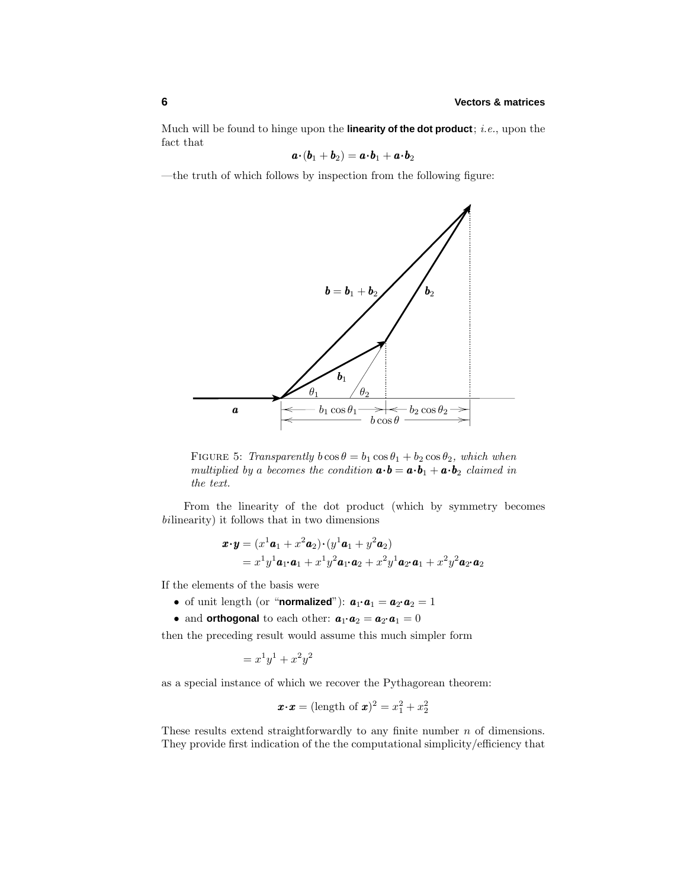Much will be found to hinge upon the **linearity of the dot product**; *i.e.*, upon the fact that

$$\boldsymbol{a}\cdot(\boldsymbol{b}_1 + \boldsymbol{b}_2) = \boldsymbol{a}\cdot\boldsymbol{b}_1 + \boldsymbol{a}\cdot\boldsymbol{b}_2$$

—the truth of which follows by inspection from the following figure:

FIGURE 5: *Transparently* $b\cos\theta = b_1\cos\theta_1 + b_2\cos\theta_2$*, which when multiplied by a becomes the condition* $\boldsymbol{a}\cdot\boldsymbol{b} = \boldsymbol{a}\cdot\boldsymbol{b}_1 + \boldsymbol{a}\cdot\boldsymbol{b}_2$ *claimed in the text.*

From the linearity of the dot product (which by symmetry becomes *bi*linearity) it follows that in two dimensions

$$\begin{aligned}\boldsymbol{x}\cdot\boldsymbol{y} &= (x^1\boldsymbol{a}_1 + x^2\boldsymbol{a}_2)\cdot(y^1\boldsymbol{a}_1 + y^2\boldsymbol{a}_2)\\ &= x^1y^1\boldsymbol{a}_1\cdot\boldsymbol{a}_1 + x^1y^2\boldsymbol{a}_1\cdot\boldsymbol{a}_2 + x^2y^1\boldsymbol{a}_2\cdot\boldsymbol{a}_1 + x^2y^2\boldsymbol{a}_2\cdot\boldsymbol{a}_2\end{aligned}$$

If the elements of the basis were

- of unit length (or "**normalized**"): $\boldsymbol{a}_1\cdot\boldsymbol{a}_1 = \boldsymbol{a}_2\cdot\boldsymbol{a}_2 = 1$
- and **orthogonal** to each other: $\boldsymbol{a}_1\cdot\boldsymbol{a}_2 = \boldsymbol{a}_2\cdot\boldsymbol{a}_1 = 0$

then the preceding result would assume this much simpler form

$$= x^1y^1 + x^2y^2$$

as a special instance of which we recover the Pythagorean theorem:

$$\boldsymbol{x}\cdot\boldsymbol{x} = (\text{length of } \boldsymbol{x})^2 = x_1^2 + x_2^2$$

These results extend straightforwardly to any finite number $n$ of dimensions. They provide first indication of the the computational simplicity/efficiency that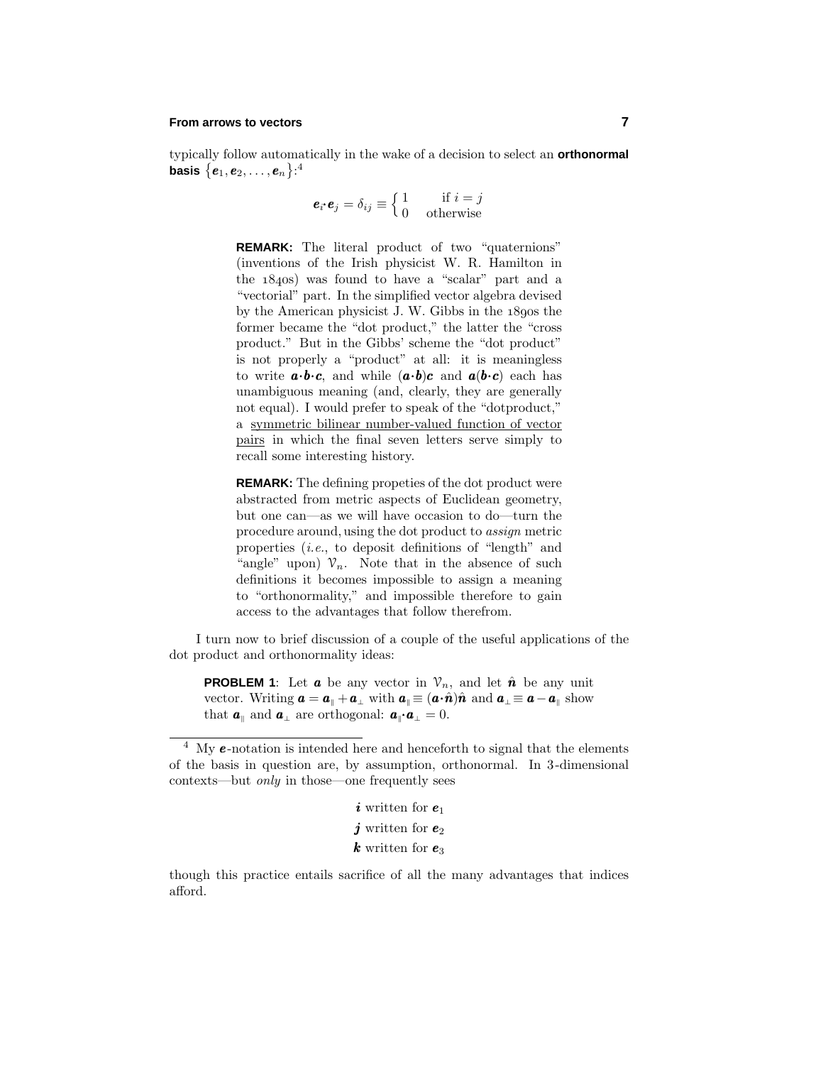typically follow automatically in the wake of a decision to select an **orthonormal basis** $\{\boldsymbol{e}_1, \boldsymbol{e}_2, \ldots, \boldsymbol{e}_n\}$:[4]

$$\boldsymbol{e}_i\cdot\boldsymbol{e}_j = \delta_{ij} \equiv \begin{cases} 1 & \text{if } i=j \\ 0 & \text{otherwise} \end{cases}$$

> **REMARK:** The literal product of two "quaternions" (inventions of the Irish physicist W. R. Hamilton in the 1840s) was found to have a "scalar" part and a "vectorial" part. In the simplified vector algebra devised by the American physicist J. W. Gibbs in the 1890s the former became the "dot product," the latter the "cross product." But in the Gibbs' scheme the "dot product" is not properly a "product" at all: it is meaningless to write $\boldsymbol{a}\cdot\boldsymbol{b}\cdot\boldsymbol{c}$, and while $(\boldsymbol{a}\cdot\boldsymbol{b})\boldsymbol{c}$ and $\boldsymbol{a}(\boldsymbol{b}\cdot\boldsymbol{c})$ each has unambiguous meaning (and, clearly, they are generally not equal). I would prefer to speak of the "dotproduct," a <u>symmetric bilinear number-valued function of vector pairs</u> in which the final seven letters serve simply to recall some interesting history.

> **REMARK:** The defining propeties of the dot product were abstracted from metric aspects of Euclidean geometry, but one can—as we will have occasion to do—turn the procedure around, using the dot product to *assign* metric properties (*i.e.*, to deposit definitions of "length" and "angle" upon) $\mathcal{V}_n$. Note that in the absence of such definitions it becomes impossible to assign a meaning to "orthonormality," and impossible therefore to gain access to the advantages that follow therefrom.

I turn now to brief discussion of a couple of the useful applications of the dot product and orthonormality ideas:

**PROBLEM 1**: Let $\boldsymbol{a}$ be any vector in $\mathcal{V}_n$, and let $\hat{\boldsymbol{n}}$ be any unit vector. Writing $\boldsymbol{a} = \boldsymbol{a}_\parallel + \boldsymbol{a}_\perp$ with $\boldsymbol{a}_\parallel \equiv (\boldsymbol{a}\cdot\hat{\boldsymbol{n}})\hat{\boldsymbol{n}}$ and $\boldsymbol{a}_\perp \equiv \boldsymbol{a} - \boldsymbol{a}_\parallel$ show that $\boldsymbol{a}_\parallel$ and $\boldsymbol{a}_\perp$ are orthogonal: $\boldsymbol{a}_\parallel\cdot\boldsymbol{a}_\perp = 0$.

---

[4] My $\boldsymbol{e}$-notation is intended here and henceforth to signal that the elements of the basis in question are, by assumption, orthonormal. In 3-dimensional contexts—but *only* in those—one frequently sees

$\boldsymbol{i}$ written for $\boldsymbol{e}_1$
$\boldsymbol{j}$ written for $\boldsymbol{e}_2$
$\boldsymbol{k}$ written for $\boldsymbol{e}_3$

though this practice entails sacrifice of all the many advantages that indices afford.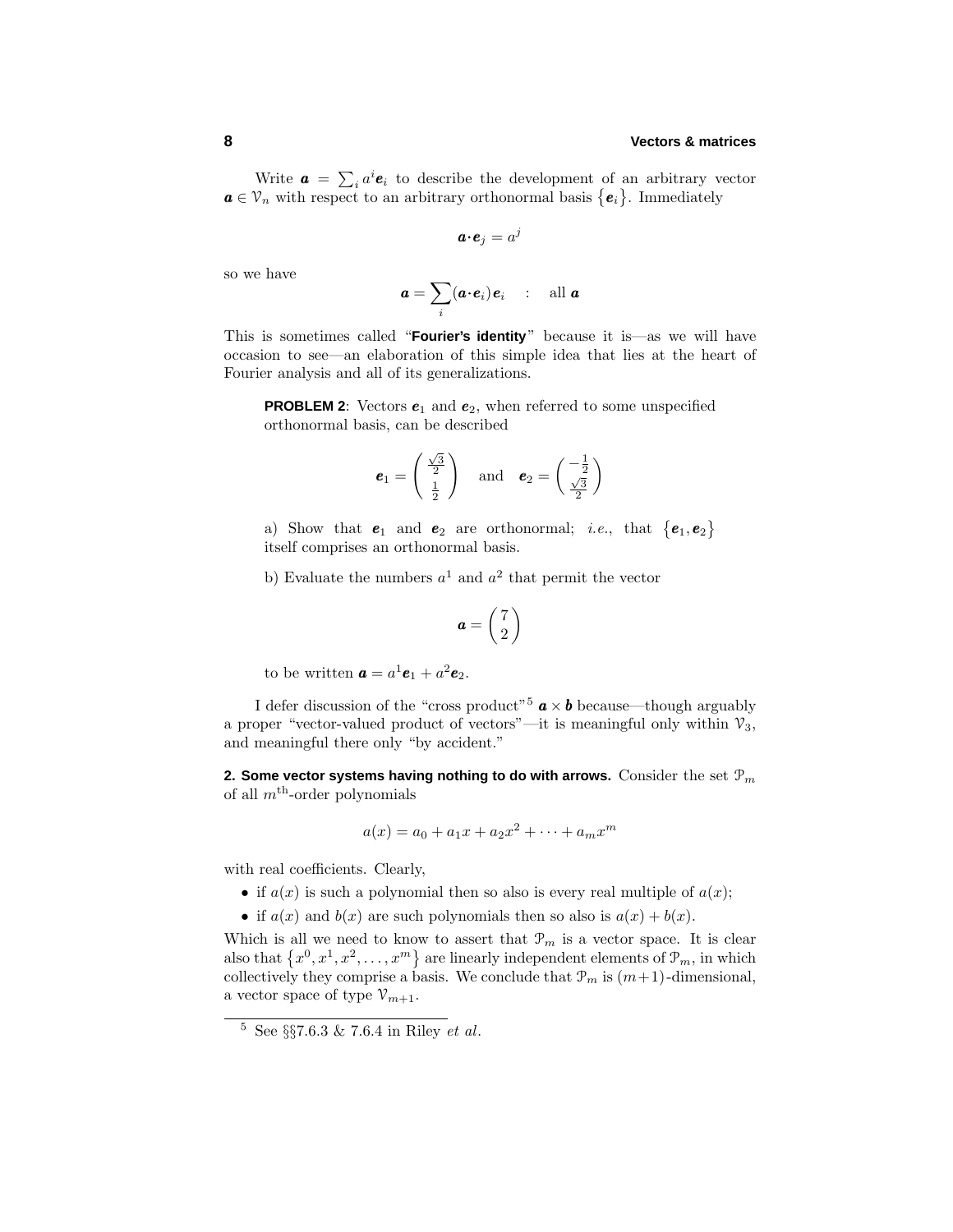Write $\boldsymbol{a} = \sum_i a^i \boldsymbol{e}_i$ to describe the development of an arbitrary vector $\boldsymbol{a} \in \mathcal{V}_n$ with respect to an arbitrary orthonormal basis $\{\boldsymbol{e}_i\}$. Immediately

$$\boldsymbol{a} \cdot \boldsymbol{e}_j = a^j$$

so we have

$$\boldsymbol{a} = \sum_i (\boldsymbol{a} \cdot \boldsymbol{e}_i)\boldsymbol{e}_i \quad : \quad \text{all } \boldsymbol{a}$$

This is sometimes called "**Fourier's identity**" because it is—as we will have occasion to see—an elaboration of this simple idea that lies at the heart of Fourier analysis and all of its generalizations.

> **PROBLEM 2**: Vectors $\boldsymbol{e}_1$ and $\boldsymbol{e}_2$, when referred to some unspecified orthonormal basis, can be described
>
> $$\boldsymbol{e}_1 = \begin{pmatrix} \frac{\sqrt{3}}{2} \\ \frac{1}{2} \end{pmatrix} \quad \text{and} \quad \boldsymbol{e}_2 = \begin{pmatrix} -\frac{1}{2} \\ \frac{\sqrt{3}}{2} \end{pmatrix}$$
>
> a) Show that $\boldsymbol{e}_1$ and $\boldsymbol{e}_2$ are orthonormal; *i.e.*, that $\{\boldsymbol{e}_1, \boldsymbol{e}_2\}$ itself comprises an orthonormal basis.
>
> b) Evaluate the numbers $a^1$ and $a^2$ that permit the vector
>
> $$\boldsymbol{a} = \begin{pmatrix} 7 \\ 2 \end{pmatrix}$$
>
> to be written $\boldsymbol{a} = a^1\boldsymbol{e}_1 + a^2\boldsymbol{e}_2$.

I defer discussion of the "cross product"[5] $\boldsymbol{a} \times \boldsymbol{b}$ because—though arguably a proper "vector-valued product of vectors"—it is meaningful only within $\mathcal{V}_3$, and meaningful there only "by accident."

**2. Some vector systems having nothing to do with arrows.** Consider the set $\mathcal{P}_m$ of all $m^{\text{th}}$-order polynomials

$$a(x) = a_0 + a_1 x + a_2 x^2 + \cdots + a_m x^m$$

with real coefficients. Clearly,

- if $a(x)$ is such a polynomial then so also is every real multiple of $a(x)$;
- if $a(x)$ and $b(x)$ are such polynomials then so also is $a(x) + b(x)$.

Which is all we need to know to assert that $\mathcal{P}_m$ is a vector space. It is clear also that $\{x^0, x^1, x^2, \ldots, x^m\}$ are linearly independent elements of $\mathcal{P}_m$, in which collectively they comprise a basis. We conclude that $\mathcal{P}_m$ is $(m+1)$-dimensional, a vector space of type $\mathcal{V}_{m+1}$.

---

[5] See §§7.6.3 & 7.6.4 in Riley *et al.*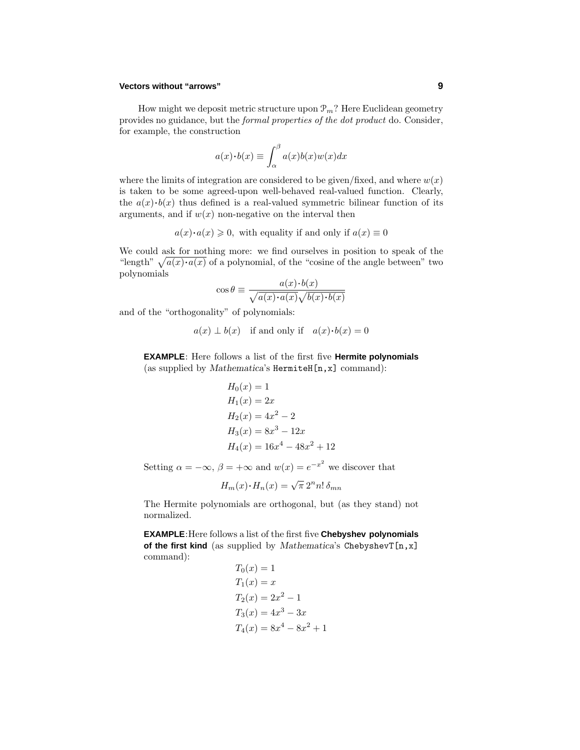How might we deposit metric structure upon $\mathcal{P}_m$? Here Euclidean geometry provides no guidance, but the *formal properties of the dot product* do. Consider, for example, the construction

$$a(x)\cdot b(x) \equiv \int_\alpha^\beta a(x)b(x)w(x)dx$$

where the limits of integration are considered to be given/fixed, and where $w(x)$ is taken to be some agreed-upon well-behaved real-valued function. Clearly, the $a(x)\cdot b(x)$ thus defined is a real-valued symmetric bilinear function of its arguments, and if $w(x)$ non-negative on the interval then

$$a(x)\cdot a(x) \geqslant 0, \text{ with equality if and only if } a(x) \equiv 0$$

We could ask for nothing more: we find ourselves in position to speak of the "length" $\sqrt{a(x)\cdot a(x)}$ of a polynomial, of the "cosine of the angle between" two polynomials

$$\cos\theta \equiv \frac{a(x)\cdot b(x)}{\sqrt{a(x)\cdot a(x)}\sqrt{b(x)\cdot b(x)}}$$

and of the "orthogonality" of polynomials:

$$a(x) \perp b(x) \quad \text{if and only if} \quad a(x)\cdot b(x) = 0$$

**EXAMPLE**: Here follows a list of the first five **Hermite polynomials** (as supplied by *Mathematica*'s `HermiteH[n,x]` command):

$$\begin{aligned}
H_0(x) &= 1\\
H_1(x) &= 2x\\
H_2(x) &= 4x^2 - 2\\
H_3(x) &= 8x^3 - 12x\\
H_4(x) &= 16x^4 - 48x^2 + 12
\end{aligned}$$

Setting $\alpha = -\infty$, $\beta = +\infty$ and $w(x) = e^{-x^2}$ we discover that

$$H_m(x)\cdot H_n(x) = \sqrt{\pi}\, 2^n n!\, \delta_{mn}$$

The Hermite polynomials are orthogonal, but (as they stand) not normalized.

**EXAMPLE**: Here follows a list of the first five **Chebyshev polynomials of the first kind** (as supplied by *Mathematica*'s `ChebyshevT[n,x]` command):

$$\begin{aligned}
T_0(x) &= 1\\
T_1(x) &= x\\
T_2(x) &= 2x^2 - 1\\
T_3(x) &= 4x^3 - 3x\\
T_4(x) &= 8x^4 - 8x^2 + 1
\end{aligned}$$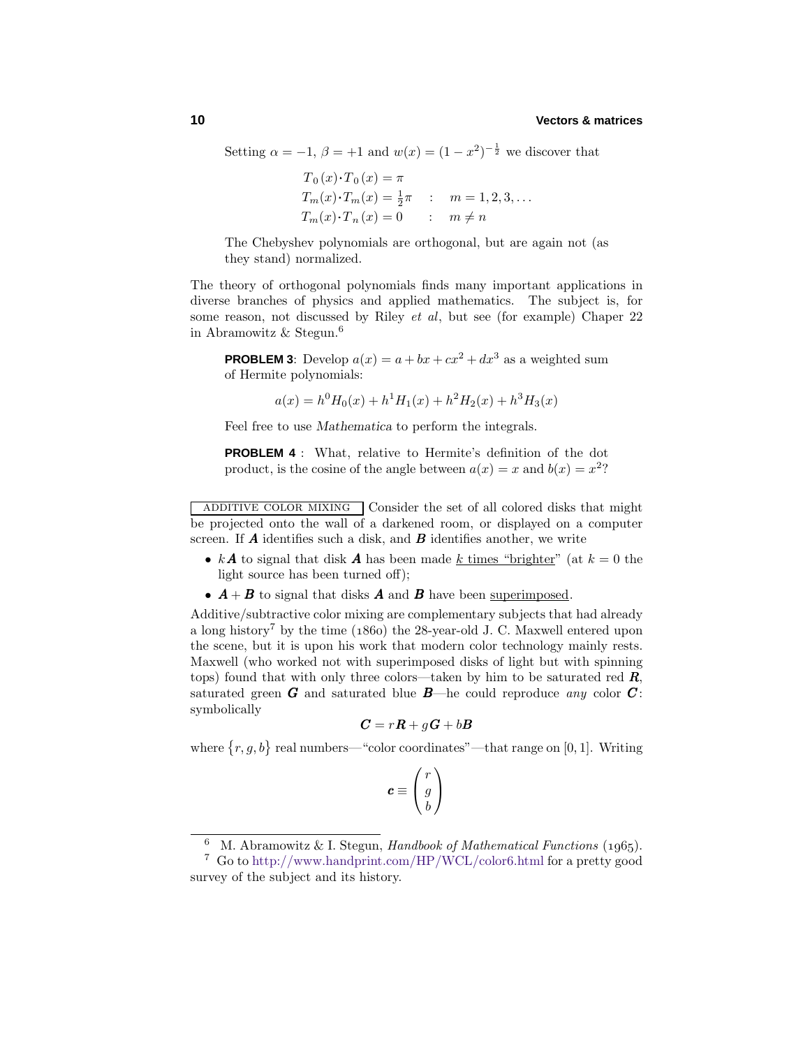Setting $\alpha = -1$, $\beta = +1$ and $w(x) = (1-x^2)^{-\frac{1}{2}}$ we discover that

$$
\begin{aligned}
T_0(x)\cdot T_0(x) &= \pi \\
T_m(x)\cdot T_m(x) &= \tfrac{1}{2}\pi \quad : \quad m = 1, 2, 3, \ldots \\
T_m(x)\cdot T_n(x) &= 0 \qquad : \quad m \neq n
\end{aligned}
$$

The Chebyshev polynomials are orthogonal, but are again not (as they stand) normalized.

The theory of orthogonal polynomials finds many important applications in diverse branches of physics and applied mathematics. The subject is, for some reason, not discussed by Riley *et al*, but see (for example) Chaper 22 in Abramowitz & Stegun.[6]

**PROBLEM 3**: Develop $a(x) = a + bx + cx^2 + dx^3$ as a weighted sum of Hermite polynomials:

$$a(x) = h^0 H_0(x) + h^1 H_1(x) + h^2 H_2(x) + h^3 H_3(x)$$

Feel free to use *Mathematica* to perform the integrals.

**PROBLEM 4** : What, relative to Hermite's definition of the dot product, is the cosine of the angle between $a(x) = x$ and $b(x) = x^2$?

ADDITIVE COLOR MIXING Consider the set of all colored disks that might be projected onto the wall of a darkened room, or displayed on a computer screen. If $\boldsymbol{A}$ identifies such a disk, and $\boldsymbol{B}$ identifies another, we write

- $k\boldsymbol{A}$ to signal that disk $\boldsymbol{A}$ has been made k times "brighter" (at $k = 0$ the light source has been turned off);
- $\boldsymbol{A} + \boldsymbol{B}$ to signal that disks $\boldsymbol{A}$ and $\boldsymbol{B}$ have been superimposed.

Additive/subtractive color mixing are complementary subjects that had already a long history[7] by the time (1860) the 28-year-old J. C. Maxwell entered upon the scene, but it is upon his work that modern color technology mainly rests. Maxwell (who worked not with superimposed disks of light but with spinning tops) found that with only three colors—taken by him to be saturated red $\boldsymbol{R}$, saturated green $\boldsymbol{G}$ and saturated blue $\boldsymbol{B}$—he could reproduce *any* color $\boldsymbol{C}$: symbolically

$$\boldsymbol{C} = r\boldsymbol{R} + g\boldsymbol{G} + b\boldsymbol{B}$$

where $\{r, g, b\}$ real numbers—"color coordinates"—that range on $[0, 1]$. Writing

$$\boldsymbol{c} \equiv \begin{pmatrix} r \\ g \\ b \end{pmatrix}$$

---

[6] M. Abramowitz & I. Stegun, *Handbook of Mathematical Functions* (1965).

[7] Go to http://www.handprint.com/HP/WCL/color6.html for a pretty good survey of the subject and its history.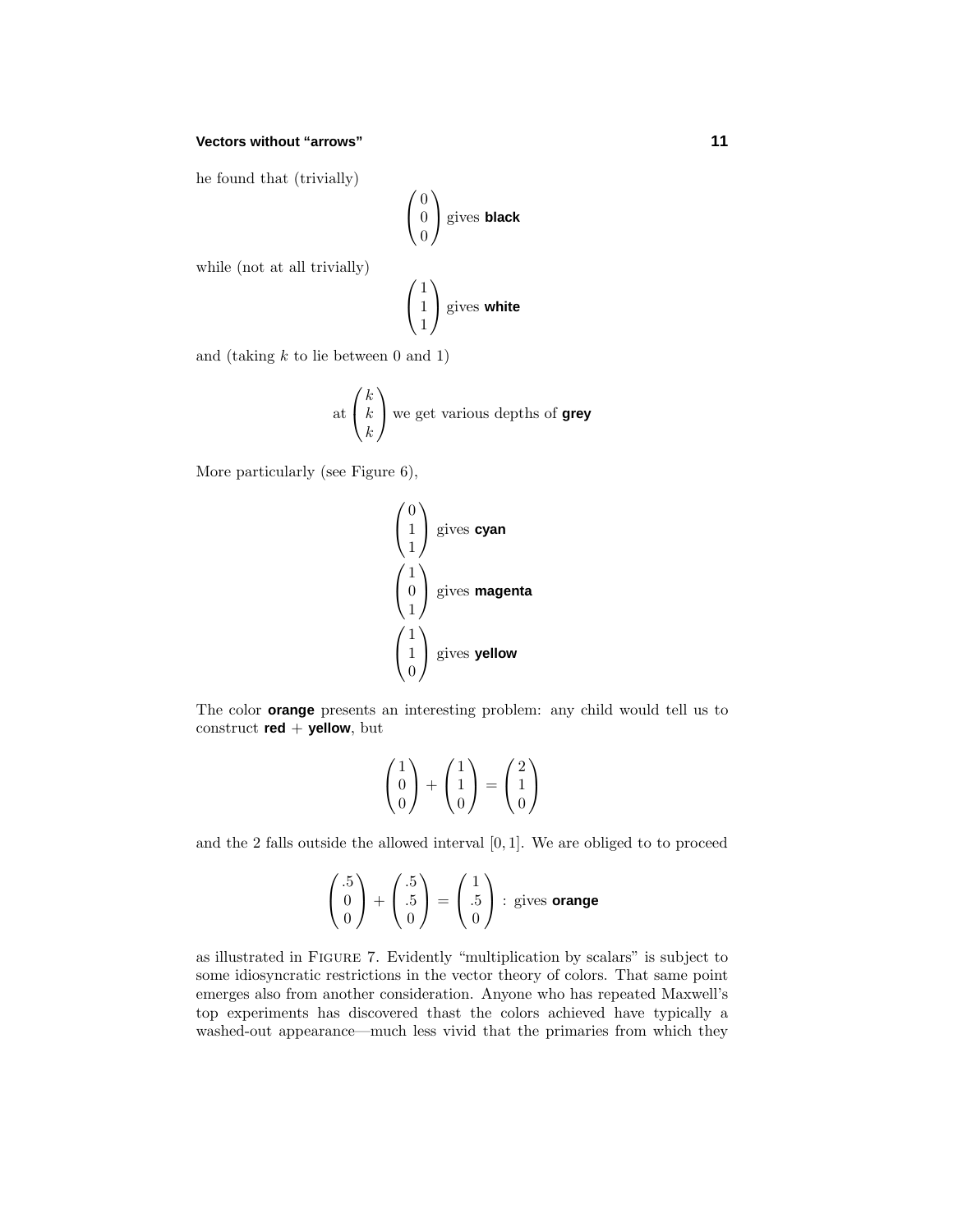he found that (trivially)

$$\begin{pmatrix} 0 \\ 0 \\ 0 \end{pmatrix} \text{ gives } \textbf{black}$$

while (not at all trivially)

$$\begin{pmatrix} 1 \\ 1 \\ 1 \end{pmatrix} \text{ gives } \textbf{white}$$

and (taking $k$ to lie between 0 and 1)

$$\text{at} \begin{pmatrix} k \\ k \\ k \end{pmatrix} \text{ we get various depths of } \textbf{grey}$$

More particularly (see Figure 6),

$$\begin{pmatrix} 0 \\ 1 \\ 1 \end{pmatrix} \text{ gives } \textbf{cyan}$$

$$\begin{pmatrix} 1 \\ 0 \\ 1 \end{pmatrix} \text{ gives } \textbf{magenta}$$

$$\begin{pmatrix} 1 \\ 1 \\ 0 \end{pmatrix} \text{ gives } \textbf{yellow}$$

The color **orange** presents an interesting problem: any child would tell us to construct **red** + **yellow**, but

$$\begin{pmatrix} 1 \\ 0 \\ 0 \end{pmatrix} + \begin{pmatrix} 1 \\ 1 \\ 0 \end{pmatrix} = \begin{pmatrix} 2 \\ 1 \\ 0 \end{pmatrix}$$

and the 2 falls outside the allowed interval $[0, 1]$. We are obliged to to proceed

$$\begin{pmatrix} .5 \\ 0 \\ 0 \end{pmatrix} + \begin{pmatrix} .5 \\ .5 \\ 0 \end{pmatrix} = \begin{pmatrix} 1 \\ .5 \\ 0 \end{pmatrix} : \text{ gives } \textbf{orange}$$

as illustrated in Figure 7. Evidently "multiplication by scalars" is subject to some idiosyncratic restrictions in the vector theory of colors. That same point emerges also from another consideration. Anyone who has repeated Maxwell's top experiments has discovered thast the colors achieved have typically a washed-out appearance—much less vivid that the primaries from which they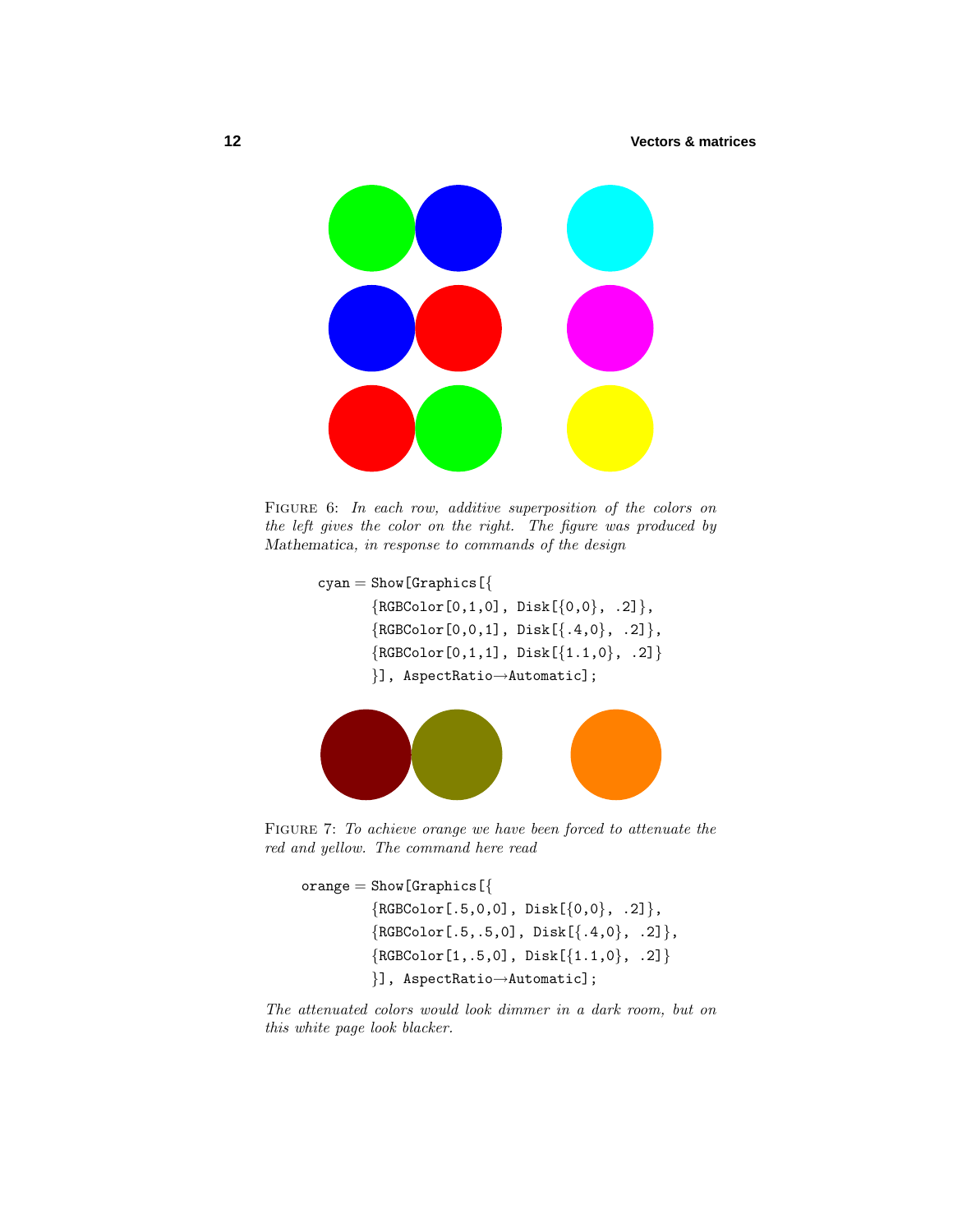FIGURE 6: *In each row, additive superposition of the colors on the left gives the color on the right. The figure was produced by Mathematica, in response to commands of the design*

```
cyan = Show[Graphics[{
       {RGBColor[0,1,0], Disk[{0,0}, .2]},
       {RGBColor[0,0,1], Disk[{.4,0}, .2]},
       {RGBColor[0,1,1], Disk[{1.1,0}, .2]}
       }], AspectRatio→Automatic];
```

FIGURE 7: *To achieve orange we have been forced to attenuate the red and yellow. The command here read*

```
orange = Show[Graphics[{
         {RGBColor[.5,0,0], Disk[{0,0}, .2]},
         {RGBColor[.5,.5,0], Disk[{.4,0}, .2]},
         {RGBColor[1,.5,0], Disk[{1.1,0}, .2]}
         }], AspectRatio→Automatic];
```

*The attenuated colors would look dimmer in a dark room, but on this white page look blacker.*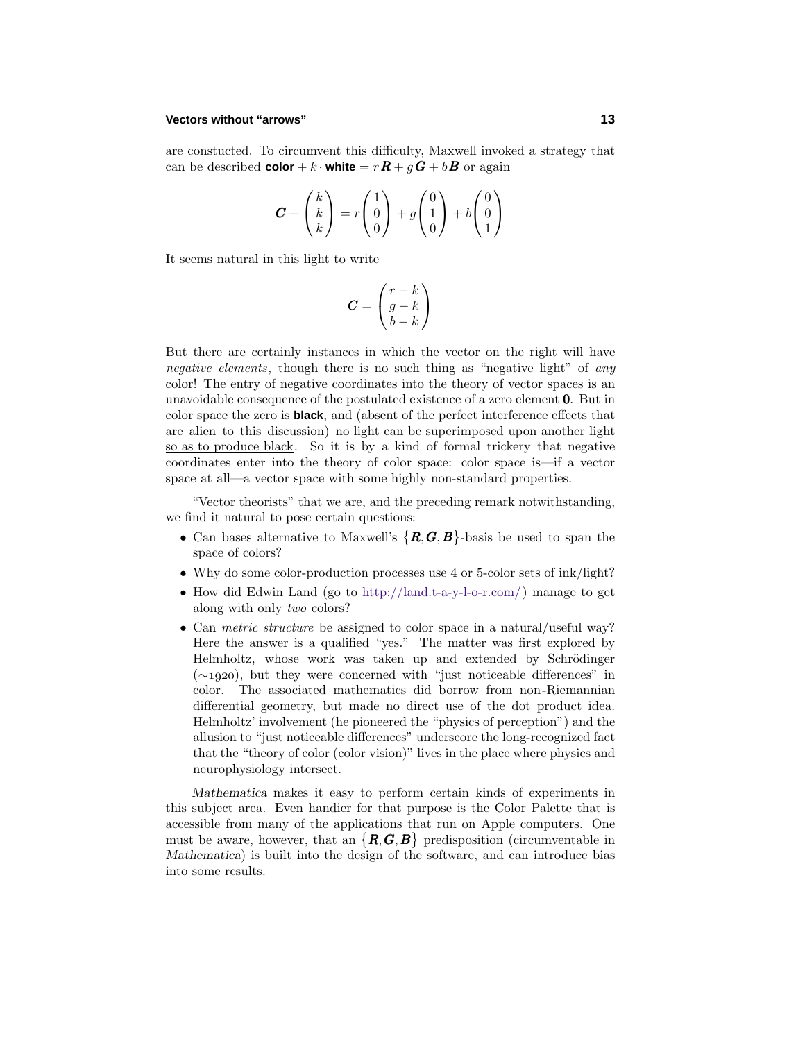are constucted. To circumvent this difficulty, Maxwell invoked a strategy that can be described **color** $+ k\cdot$ **white** $= r\boldsymbol{R} + g\boldsymbol{G} + b\boldsymbol{B}$ or again

$$\boldsymbol{C} + \begin{pmatrix} k \\ k \\ k \end{pmatrix} = r\begin{pmatrix} 1 \\ 0 \\ 0 \end{pmatrix} + g\begin{pmatrix} 0 \\ 1 \\ 0 \end{pmatrix} + b\begin{pmatrix} 0 \\ 0 \\ 1 \end{pmatrix}$$

It seems natural in this light to write

$$\boldsymbol{C} = \begin{pmatrix} r-k \\ g-k \\ b-k \end{pmatrix}$$

But there are certainly instances in which the vector on the right will have *negative elements*, though there is no such thing as "negative light" of *any* color! The entry of negative coordinates into the theory of vector spaces is an unavoidable consequence of the postulated existence of a zero element $\mathbf{0}$. But in color space the zero is **black**, and (absent of the perfect interference effects that are alien to this discussion) <u>no light can be superimposed upon another light so as to produce black</u>. So it is by a kind of formal trickery that negative coordinates enter into the theory of color space: color space is—if a vector space at all—a vector space with some highly non-standard properties.

"Vector theorists" that we are, and the preceding remark notwithstanding, we find it natural to pose certain questions:

- Can bases alternative to Maxwell's $\{\boldsymbol{R}, \boldsymbol{G}, \boldsymbol{B}\}$-basis be used to span the space of colors?
- Why do some color-production processes use 4 or 5-color sets of ink/light?
- How did Edwin Land (go to http://land.t-a-y-l-o-r.com/) manage to get along with only *two* colors?
- Can *metric structure* be assigned to color space in a natural/useful way? Here the answer is a qualified "yes." The matter was first explored by Helmholtz, whose work was taken up and extended by Schrödinger ($\sim$1920), but they were concerned with "just noticeable differences" in color. The associated mathematics did borrow from non-Riemannian differential geometry, but made no direct use of the dot product idea. Helmholtz' involvement (he pioneered the "physics of perception") and the allusion to "just noticeable differences" underscore the long-recognized fact that the "theory of color (color vision)" lives in the place where physics and neurophysiology intersect.

*Mathematica* makes it easy to perform certain kinds of experiments in this subject area. Even handier for that purpose is the Color Palette that is accessible from many of the applications that run on Apple computers. One must be aware, however, that an $\{\boldsymbol{R}, \boldsymbol{G}, \boldsymbol{B}\}$ predisposition (circumventable in *Mathematica*) is built into the design of the software, and can introduce bias into some results.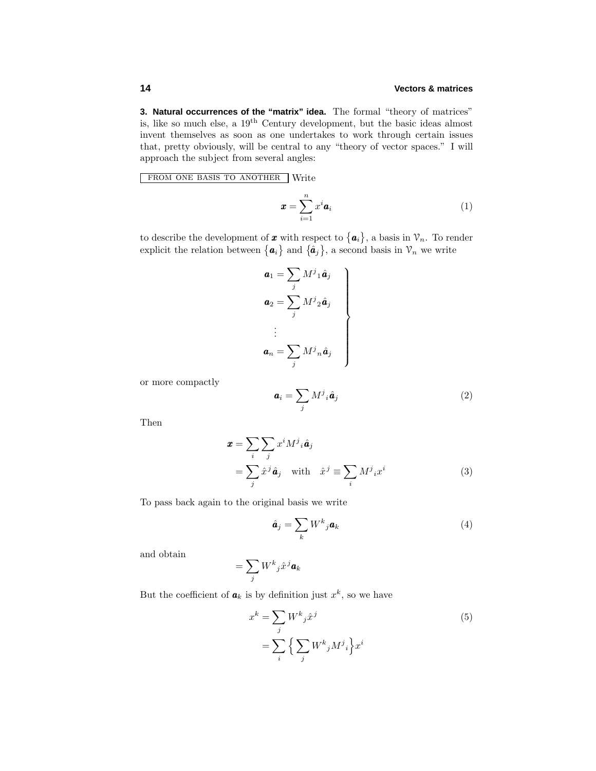**3. Natural occurrences of the "matrix" idea.** The formal "theory of matrices" is, like so much else, a 19th Century development, but the basic ideas almost invent themselves as soon as one undertakes to work through certain issues that, pretty obviously, will be central to any "theory of vector spaces." I will approach the subject from several angles:

FROM ONE BASIS TO ANOTHER Write

$$\boldsymbol{x} = \sum_{i=1}^{n} x^i \boldsymbol{a}_i \tag{1}$$

to describe the development of $\boldsymbol{x}$ with respect to $\{\boldsymbol{a}_i\}$, a basis in $\mathcal{V}_n$. To render explicit the relation between $\{\boldsymbol{a}_i\}$ and $\{\hat{\boldsymbol{a}}_j\}$, a second basis in $\mathcal{V}_n$ we write

$$\left.\begin{aligned}
\boldsymbol{a}_1 &= \sum_j M^j{}_1 \hat{\boldsymbol{a}}_j \\
\boldsymbol{a}_2 &= \sum_j M^j{}_2 \hat{\boldsymbol{a}}_j \\
&\vdots \\
\boldsymbol{a}_n &= \sum_j M^j{}_n \hat{\boldsymbol{a}}_j
\end{aligned}\right\}$$

or more compactly

$$\boldsymbol{a}_i = \sum_j M^j{}_i \hat{\boldsymbol{a}}_j \tag{2}$$

Then

$$\begin{aligned}
\boldsymbol{x} &= \sum_i \sum_j x^i M^j{}_i \hat{\boldsymbol{a}}_j \\
&= \sum_j \hat{x}^j \hat{\boldsymbol{a}}_j \quad \text{with} \quad \hat{x}^j \equiv \sum_i M^j{}_i x^i
\end{aligned} \tag{3}$$

To pass back again to the original basis we write

$$\hat{\boldsymbol{a}}_j = \sum_k W^k{}_j \boldsymbol{a}_k \tag{4}$$

and obtain

$$= \sum_j W^k{}_j \hat{x}^j \boldsymbol{a}_k$$

But the coefficient of $\boldsymbol{a}_k$ is by definition just $x^k$, so we have

$$\begin{aligned}
x^k &= \sum_j W^k{}_j \hat{x}^j \\
&= \sum_i \Big\{ \sum_j W^k{}_j M^j{}_i \Big\} x^i
\end{aligned} \tag{5}$$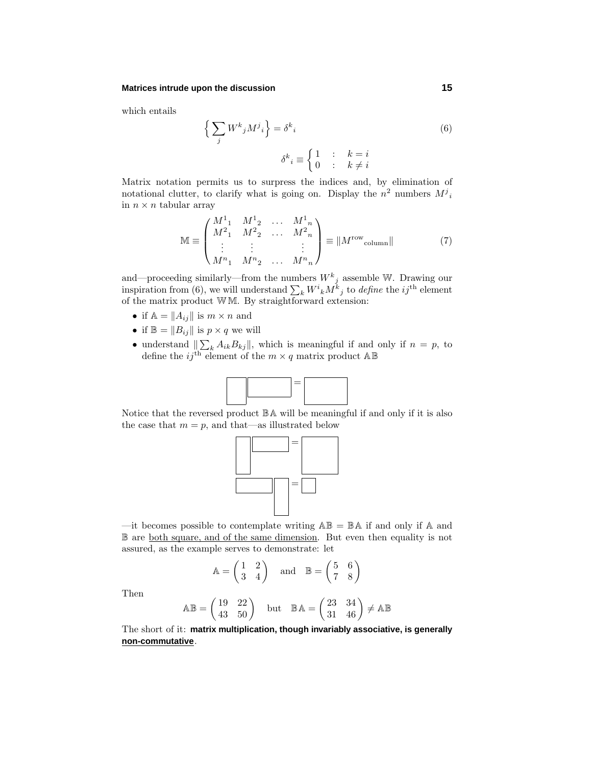which entails

$$\Big\{ \sum_j W^k{}_j M^j{}_i \Big\} = \delta^k{}_i \tag{6}$$

$$\delta^k{}_i \equiv \begin{cases} 1 & : \quad k = i \\ 0 & : \quad k \neq i \end{cases}$$

Matrix notation permits us to surpress the indices and, by elimination of notational clutter, to clarify what is going on. Display the $n^2$ numbers $M^j{}_i$ in $n \times n$ tabular array

$$\mathbb{M} \equiv \begin{pmatrix} M^1{}_1 & M^1{}_2 & \dots & M^1{}_n \\ M^2{}_1 & M^2{}_2 & \dots & M^2{}_n \\ \vdots & \vdots & & \vdots \\ M^n{}_1 & M^n{}_2 & \dots & M^n{}_n \end{pmatrix} \equiv \|M^{\text{row}}{}_{\text{column}}\| \tag{7}$$

and—proceeding similarly—from the numbers $W^k{}_j$ assemble $\mathbb{W}$. Drawing our inspiration from (6), we will understand $\sum_k W^i{}_k M^k{}_j$ to *define* the $ij^{\text{th}}$ element of the matrix product $\mathbb{W}\,\mathbb{M}$. By straightforward extension:

- if $\mathbb{A} = \|A_{ij}\|$ is $m \times n$ and
- if $\mathbb{B} = \|B_{ij}\|$ is $p \times q$ we will
- understand $\|\sum_k A_{ik}B_{kj}\|$, which is meaningful if and only if $n = p$, to define the $ij^{\text{th}}$ element of the $m \times q$ matrix product $\mathbb{A}\mathbb{B}$

Notice that the reversed product $\mathbb{B}\mathbb{A}$ will be meaningful if and only if it is also the case that $m = p$, and that—as illustrated below

—it becomes possible to contemplate writing $\mathbb{A}\mathbb{B} = \mathbb{B}\mathbb{A}$ if and only if $\mathbb{A}$ and $\mathbb{B}$ are <u>both square, and of the same dimension</u>. But even then equality is not assured, as the example serves to demonstrate: let

$$\mathbb{A} = \begin{pmatrix} 1 & 2 \\ 3 & 4 \end{pmatrix} \quad \text{and} \quad \mathbb{B} = \begin{pmatrix} 5 & 6 \\ 7 & 8 \end{pmatrix}$$

Then

$$\mathbb{A}\mathbb{B} = \begin{pmatrix} 19 & 22 \\ 43 & 50 \end{pmatrix} \quad \text{but} \quad \mathbb{B}\mathbb{A} = \begin{pmatrix} 23 & 34 \\ 31 & 46 \end{pmatrix} \neq \mathbb{A}\mathbb{B}$$

The short of it: **matrix multiplication, though invariably associative, is generally <u>non-commutative</u>**.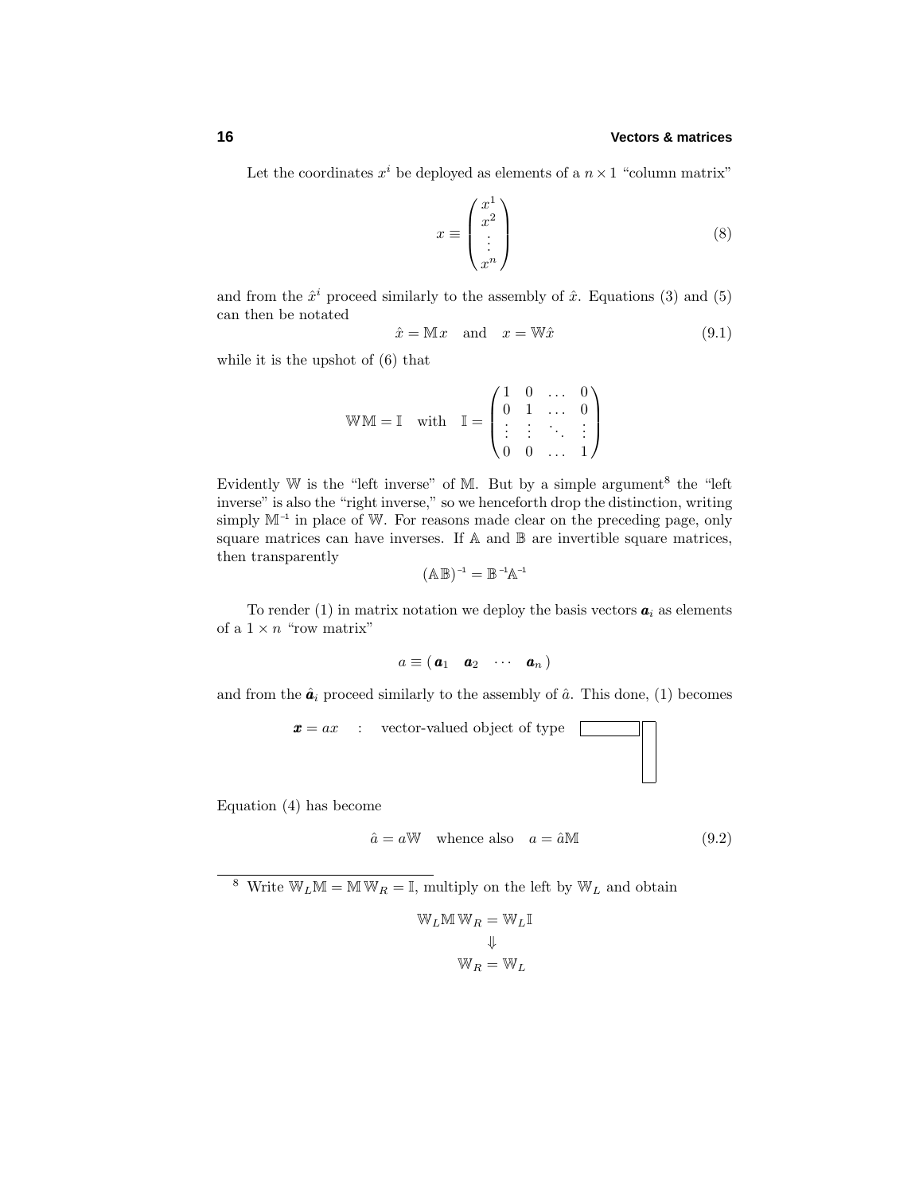Let the coordinates $x^i$ be deployed as elements of a $n \times 1$ "column matrix"

$$x \equiv \begin{pmatrix} x^1 \\ x^2 \\ \vdots \\ x^n \end{pmatrix} \tag{8}$$

and from the $\hat{x}^i$ proceed similarly to the assembly of $\hat{x}$. Equations (3) and (5) can then be notated

$$\hat{x} = \mathbb{M}x \quad \text{and} \quad x = \mathbb{W}\hat{x} \tag{9.1}$$

while it is the upshot of (6) that

$$\mathbb{W}\mathbb{M} = \mathbb{I} \quad \text{with} \quad \mathbb{I} = \begin{pmatrix} 1 & 0 & \dots & 0 \\ 0 & 1 & \dots & 0 \\ \vdots & \vdots & \ddots & \vdots \\ 0 & 0 & \dots & 1 \end{pmatrix}$$

Evidently $\mathbb{W}$ is the "left inverse" of $\mathbb{M}$. But by a simple argument[8] the "left inverse" is also the "right inverse," so we henceforth drop the distinction, writing simply $\mathbb{M}^{-1}$ in place of $\mathbb{W}$. For reasons made clear on the preceding page, only square matrices can have inverses. If $\mathbb{A}$ and $\mathbb{B}$ are invertible square matrices, then transparently

$$(\mathbb{A}\mathbb{B})^{-1} = \mathbb{B}^{-1}\mathbb{A}^{-1}$$

To render (1) in matrix notation we deploy the basis vectors $\boldsymbol{a}_i$ as elements of a $1 \times n$ "row matrix"

$$a \equiv (\,\boldsymbol{a}_1 \quad \boldsymbol{a}_2 \quad \cdots \quad \boldsymbol{a}_n\,)$$

and from the $\hat{\boldsymbol{a}}_i$ proceed similarly to the assembly of $\hat{a}$. This done, (1) becomes

$$\boldsymbol{x} = ax \quad : \quad \text{vector-valued object of type}$$

Equation (4) has become

$$\hat{a} = a\mathbb{W} \quad \text{whence also} \quad a = \hat{a}\mathbb{M} \tag{9.2}$$

---

[8] Write $\mathbb{W}_L\mathbb{M} = \mathbb{M}\,\mathbb{W}_R = \mathbb{I}$, multiply on the left by $\mathbb{W}_L$ and obtain

$$\begin{gathered} \mathbb{W}_L\mathbb{M}\,\mathbb{W}_R = \mathbb{W}_L\mathbb{I} \\ \Downarrow \\ \mathbb{W}_R = \mathbb{W}_L \end{gathered}$$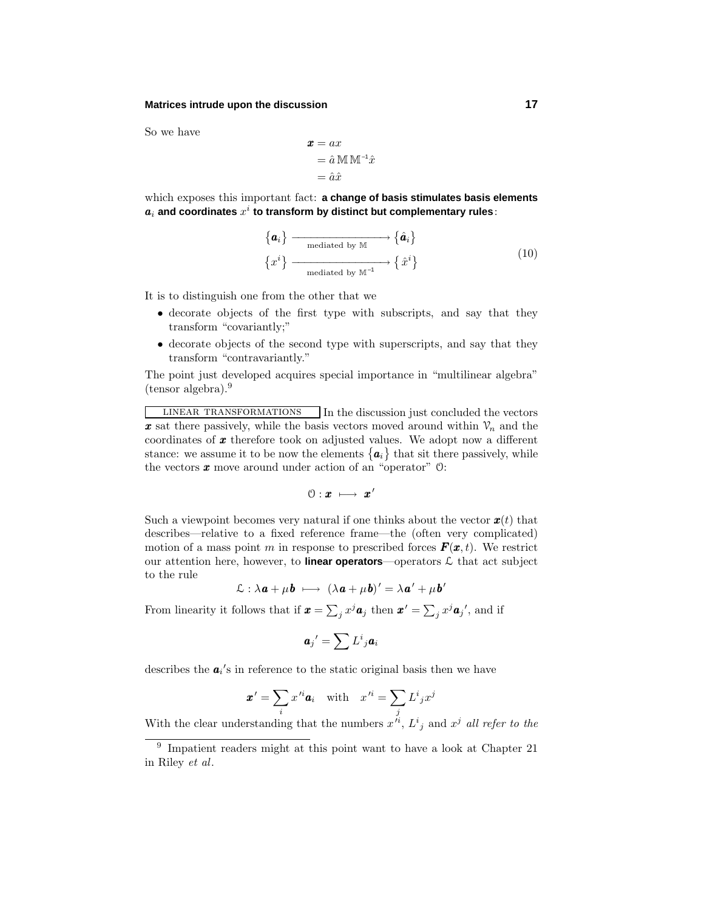So we have

$$\begin{aligned}\boldsymbol{x} &= ax \\ &= \hat{a}\,\mathbb{M}\,\mathbb{M}^{-1}\hat{x} \\ &= \hat{a}\hat{x}\end{aligned}$$

which exposes this important fact: **a change of basis stimulates basis elements $\boldsymbol{a}_i$ and coordinates $x^i$ to transform by distinct but complementary rules**:

$$\begin{aligned}\{\boldsymbol{a}_i\} &\xrightarrow[\text{mediated by } \mathbb{M}]{} \{\hat{\boldsymbol{a}}_i\} \\ \{x^i\} &\xrightarrow[\text{mediated by } \mathbb{M}^{-1}]{} \{\hat{x}^i\}\end{aligned} \tag{10}$$

It is to distinguish one from the other that we

- decorate objects of the first type with subscripts, and say that they transform "covariantly;"
- decorate objects of the second type with superscripts, and say that they transform "contravariantly."

The point just developed acquires special importance in "multilinear algebra" (tensor algebra).[9]

LINEAR TRANSFORMATIONS In the discussion just concluded the vectors $\boldsymbol{x}$ sat there passively, while the basis vectors moved around within $\mathcal{V}_n$ and the coordinates of $\boldsymbol{x}$ therefore took on adjusted values. We adopt now a different stance: we assume it to be now the elements $\{\boldsymbol{a}_i\}$ that sit there passively, while the vectors $\boldsymbol{x}$ move around under action of an "operator" $\mathcal{O}$:

$$\mathcal{O} : \boldsymbol{x} \longmapsto \boldsymbol{x}'$$

Such a viewpoint becomes very natural if one thinks about the vector $\boldsymbol{x}(t)$ that describes—relative to a fixed reference frame—the (often very complicated) motion of a mass point $m$ in response to prescribed forces $\boldsymbol{F}(\boldsymbol{x}, t)$. We restrict our attention here, however, to **linear operators**—operators $\mathcal{L}$ that act subject to the rule

$$\mathcal{L} : \lambda\boldsymbol{a} + \mu\boldsymbol{b} \longmapsto (\lambda\boldsymbol{a} + \mu\boldsymbol{b})' = \lambda\boldsymbol{a}' + \mu\boldsymbol{b}'$$

From linearity it follows that if $\boldsymbol{x} = \sum_j x^j\boldsymbol{a}_j$ then $\boldsymbol{x}' = \sum_j x^j\boldsymbol{a}_j{}'$, and if

$$\boldsymbol{a}_j{}' = \sum L^i{}_j\boldsymbol{a}_i$$

describes the $\boldsymbol{a}_i$'s in reference to the static original basis then we have

$$\boldsymbol{x}' = \sum_i x'^i\boldsymbol{a}_i \quad \text{with} \quad x'^i = \sum_j L^i{}_j x^j$$

With the clear understanding that the numbers $x'^i$, $L^i{}_j$ and $x^j$ *all refer to the*

[9] Impatient readers might at this point want to have a look at Chapter 21 in Riley *et al*.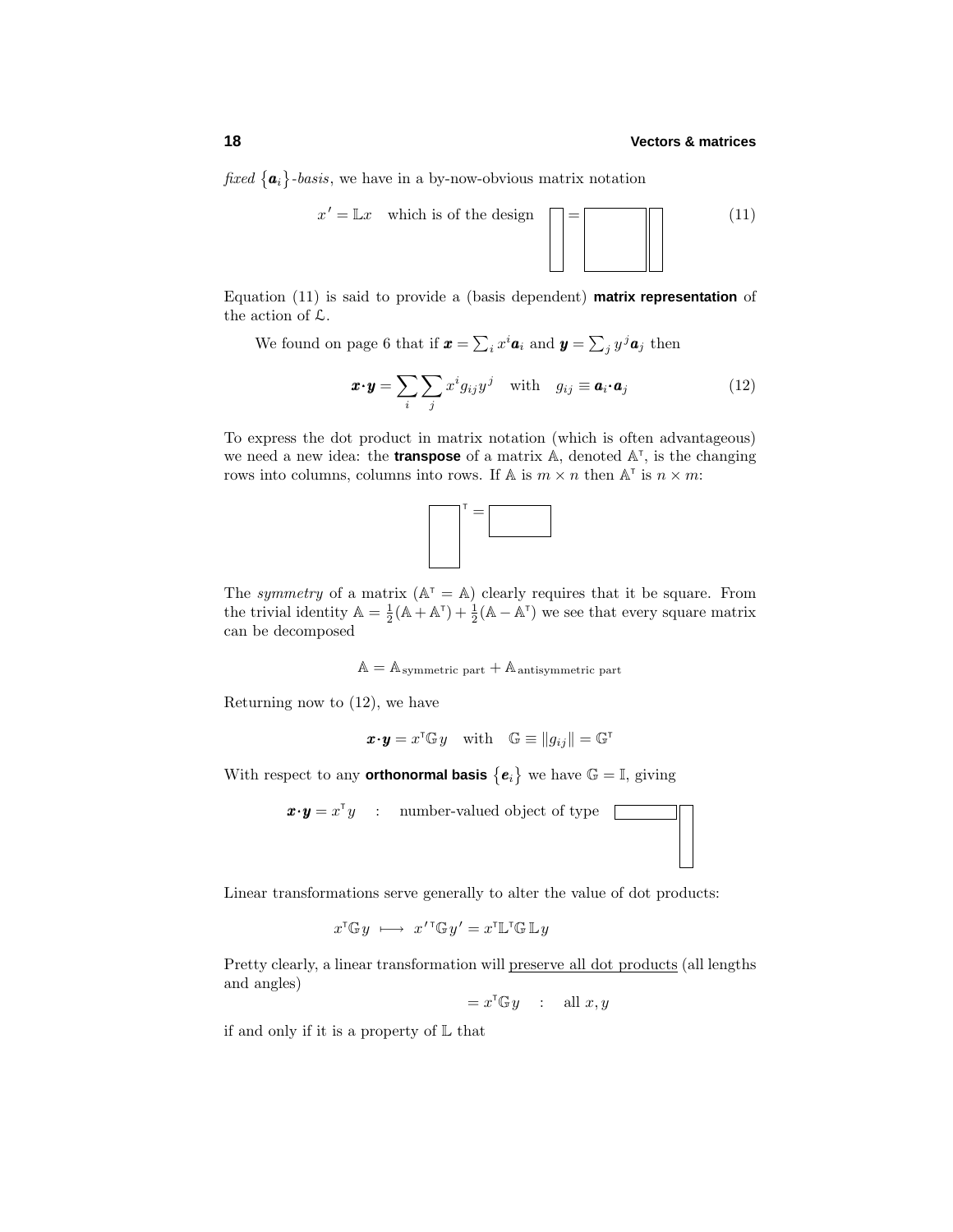*fixed* $\{\boldsymbol{a}_i\}$*-basis*, we have in a by-now-obvious matrix notation

$$x' = \mathbb{L}x \quad \text{which is of the design} \tag{11}$$

Equation (11) is said to provide a (basis dependent) **matrix representation** of the action of $\mathcal{L}$.

We found on page 6 that if $\boldsymbol{x} = \sum_i x^i \boldsymbol{a}_i$ and $\boldsymbol{y} = \sum_j y^j \boldsymbol{a}_j$ then

$$\boldsymbol{x}\cdot\boldsymbol{y} = \sum_i \sum_j x^i g_{ij} y^j \quad \text{with} \quad g_{ij} \equiv \boldsymbol{a}_i\cdot\boldsymbol{a}_j \tag{12}$$

To express the dot product in matrix notation (which is often advantageous) we need a new idea: the **transpose** of a matrix $\mathbb{A}$, denoted $\mathbb{A}^\mathsf{T}$, is the changing rows into columns, columns into rows. If $\mathbb{A}$ is $m \times n$ then $\mathbb{A}^\mathsf{T}$ is $n \times m$:

The *symmetry* of a matrix ($\mathbb{A}^\mathsf{T} = \mathbb{A}$) clearly requires that it be square. From the trivial identity $\mathbb{A} = \frac{1}{2}(\mathbb{A} + \mathbb{A}^\mathsf{T}) + \frac{1}{2}(\mathbb{A} - \mathbb{A}^\mathsf{T})$ we see that every square matrix can be decomposed

$$\mathbb{A} = \mathbb{A}_{\text{symmetric part}} + \mathbb{A}_{\text{antisymmetric part}}$$

Returning now to (12), we have

$$\boldsymbol{x}\cdot\boldsymbol{y} = x^\mathsf{T}\mathbb{G}\,y \quad \text{with} \quad \mathbb{G} \equiv \|g_{ij}\| = \mathbb{G}^\mathsf{T}$$

With respect to any **orthonormal basis** $\{\boldsymbol{e}_i\}$ we have $\mathbb{G} = \mathbb{I}$, giving

$$\boldsymbol{x}\cdot\boldsymbol{y} = x^\mathsf{T} y \quad : \quad \text{number-valued object of type}$$

Linear transformations serve generally to alter the value of dot products:

$$x^\mathsf{T}\mathbb{G}\,y \longmapsto x'^\mathsf{T}\mathbb{G}\,y' = x^\mathsf{T}\mathbb{L}^\mathsf{T}\mathbb{G}\,\mathbb{L}\,y$$

Pretty clearly, a linear transformation will preserve all dot products (all lengths and angles)

$$= x^\mathsf{T}\mathbb{G}\,y \quad : \quad \text{all } x, y$$

if and only if it is a property of $\mathbb{L}$ that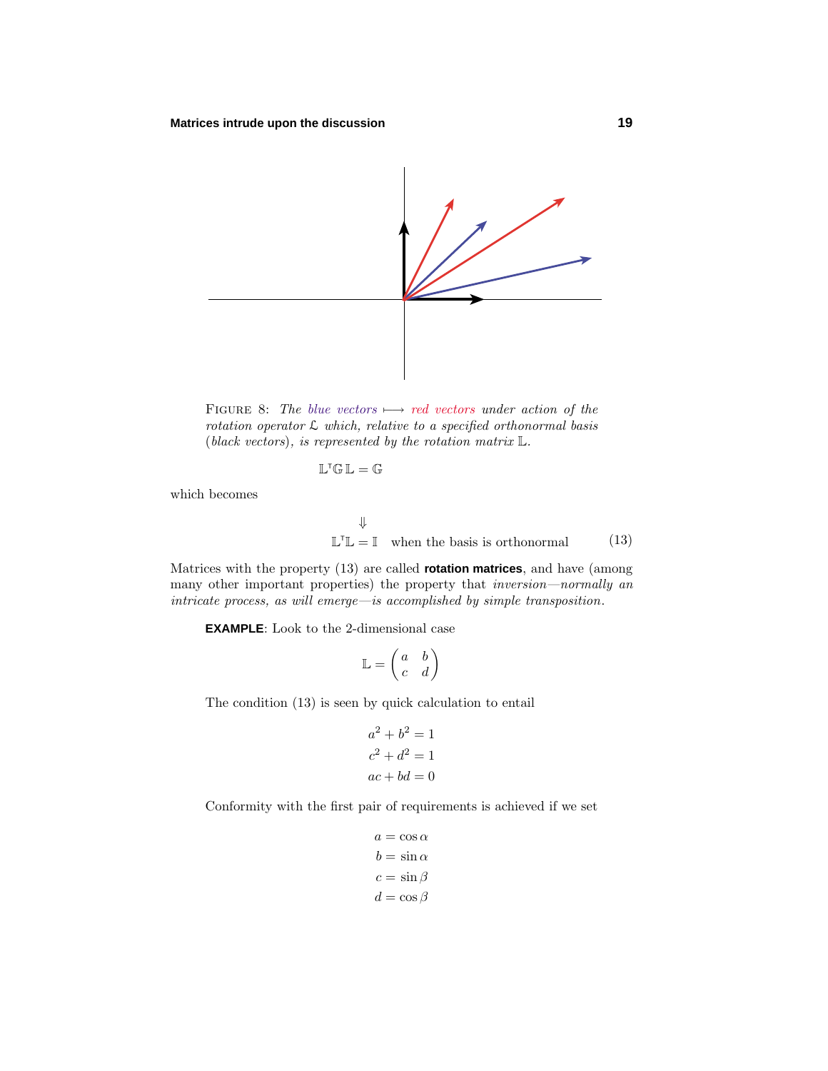FIGURE 8: *The blue vectors* $\longmapsto$ *red vectors under action of the rotation operator* $\mathcal{L}$ *which, relative to a specified orthonormal basis (black vectors), is represented by the rotation matrix* $\mathbb{L}$.

$$\mathbb{L}^{\mathsf{T}}\mathbb{G}\,\mathbb{L} = \mathbb{G}$$

which becomes

$$\Downarrow$$

$$\mathbb{L}^{\mathsf{T}}\mathbb{L} = \mathbb{I} \quad \text{when the basis is orthonormal} \tag{13}$$

Matrices with the property (13) are called **rotation matrices**, and have (among many other important properties) the property that *inversion—normally an intricate process, as will emerge—is accomplished by simple transposition*.

**EXAMPLE**: Look to the 2-dimensional case

$$\mathbb{L} = \begin{pmatrix} a & b \\ c & d \end{pmatrix}$$

The condition (13) is seen by quick calculation to entail

$$\begin{aligned} a^2 + b^2 &= 1 \\ c^2 + d^2 &= 1 \\ ac + bd &= 0 \end{aligned}$$

Conformity with the first pair of requirements is achieved if we set

$$\begin{aligned} a &= \cos\alpha \\ b &= \sin\alpha \\ c &= \sin\beta \\ d &= \cos\beta \end{aligned}$$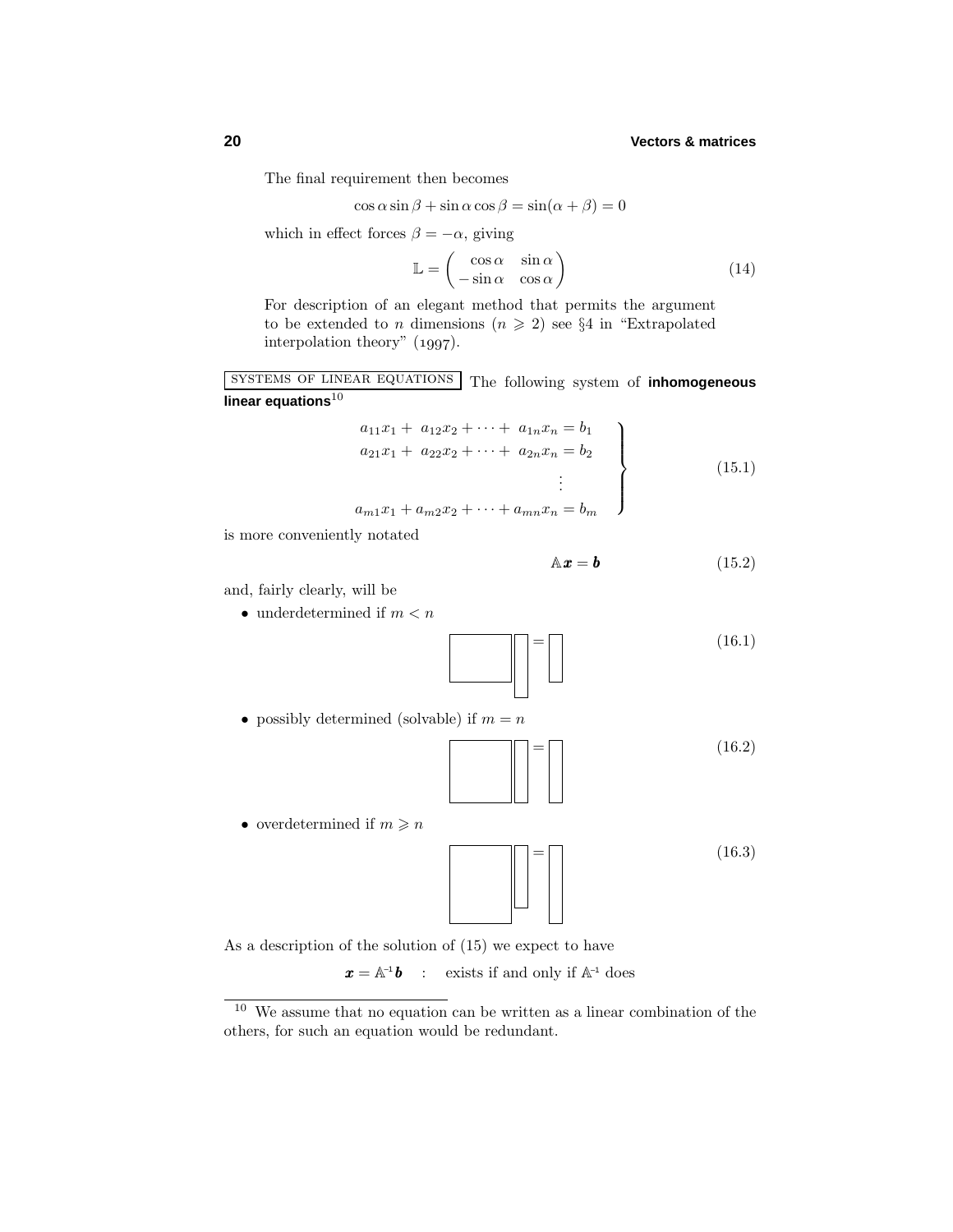The final requirement then becomes

$$\cos\alpha\sin\beta + \sin\alpha\cos\beta = \sin(\alpha+\beta) = 0$$

which in effect forces $\beta = -\alpha$, giving

$$\mathbb{L} = \begin{pmatrix} \cos\alpha & \sin\alpha \\ -\sin\alpha & \cos\alpha \end{pmatrix} \tag{14}$$

For description of an elegant method that permits the argument to be extended to $n$ dimensions ($n \geqslant 2$) see §4 in "Extrapolated interpolation theory" (1997).

SYSTEMS OF LINEAR EQUATIONS The following system of **inhomogeneous linear equations**[10]

$$\left.\begin{aligned} a_{11}x_1 + \ a_{12}x_2 + \cdots + \ a_{1n}x_n &= b_1 \\ a_{21}x_1 + \ a_{22}x_2 + \cdots + \ a_{2n}x_n &= b_2 \\ &\ \vdots \\ a_{m1}x_1 + a_{m2}x_2 + \cdots + a_{mn}x_n &= b_m \end{aligned}\right\} \tag{15.1}$$

is more conveniently notated

$$\mathbb{A}\boldsymbol{x} = \boldsymbol{b} \tag{15.2}$$

and, fairly clearly, will be

- underdetermined if $m < n$ (16.1)
- possibly determined (solvable) if $m = n$ (16.2)
- overdetermined if $m \geqslant n$ (16.3)

As a description of the solution of (15) we expect to have

$$\boldsymbol{x} = \mathbb{A}^{-1}\boldsymbol{b} \quad : \quad \text{exists if and only if } \mathbb{A}^{-1} \text{ does}$$

[10] We assume that no equation can be written as a linear combination of the others, for such an equation would be redundant.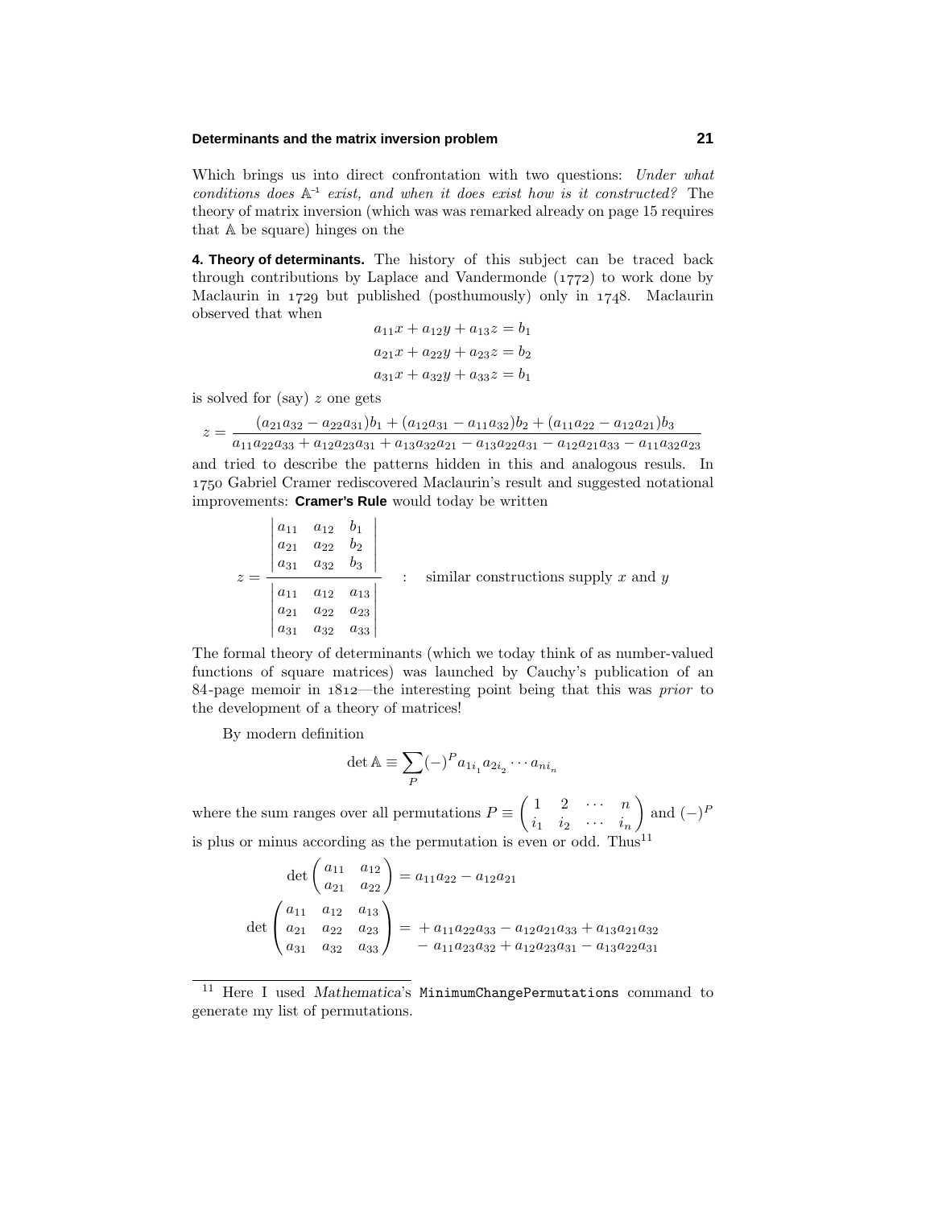Which brings us into direct confrontation with two questions: *Under what conditions does* $\mathbb{A}^{-1}$ *exist, and when it does exist how is it constructed?* The theory of matrix inversion (which was was remarked already on page 15 requires that $\mathbb{A}$ be square) hinges on the

**4. Theory of determinants.** The history of this subject can be traced back through contributions by Laplace and Vandermonde (1772) to work done by Maclaurin in 1729 but published (posthumously) only in 1748. Maclaurin observed that when

$$
\begin{aligned}
a_{11}x + a_{12}y + a_{13}z &= b_1 \\
a_{21}x + a_{22}y + a_{23}z &= b_2 \\
a_{31}x + a_{32}y + a_{33}z &= b_1
\end{aligned}
$$

is solved for (say) $z$ one gets

$$
z = \frac{(a_{21}a_{32} - a_{22}a_{31})b_1 + (a_{12}a_{31} - a_{11}a_{32})b_2 + (a_{11}a_{22} - a_{12}a_{21})b_3}{a_{11}a_{22}a_{33} + a_{12}a_{23}a_{31} + a_{13}a_{32}a_{21} - a_{13}a_{22}a_{31} - a_{12}a_{21}a_{33} - a_{11}a_{32}a_{23}}
$$

and tried to describe the patterns hidden in this and analogous resuls. In 1750 Gabriel Cramer rediscovered Maclaurin's result and suggested notational improvements: **Cramer's Rule** would today be written

$$
z = \frac{\begin{vmatrix} a_{11} & a_{12} & b_1 \\ a_{21} & a_{22} & b_2 \\ a_{31} & a_{32} & b_3 \end{vmatrix}}{\begin{vmatrix} a_{11} & a_{12} & a_{13} \\ a_{21} & a_{22} & a_{23} \\ a_{31} & a_{32} & a_{33} \end{vmatrix}} \quad : \quad \text{similar constructions supply } x \text{ and } y
$$

The formal theory of determinants (which we today think of as number-valued functions of square matrices) was launched by Cauchy's publication of an 84-page memoir in 1812—the interesting point being that this was *prior* to the development of a theory of matrices!

By modern definition

$$
\det \mathbb{A} \equiv \sum_P (-)^P a_{1i_1} a_{2i_2} \cdots a_{ni_n}
$$

where the sum ranges over all permutations $P \equiv \begin{pmatrix} 1 & 2 & \cdots & n \\ i_1 & i_2 & \cdots & i_n \end{pmatrix}$ and $(-)^P$ is plus or minus according as the permutation is even or odd. Thus[11]

$$
\det \begin{pmatrix} a_{11} & a_{12} \\ a_{21} & a_{22} \end{pmatrix} = a_{11}a_{22} - a_{12}a_{21}
$$

$$
\det \begin{pmatrix} a_{11} & a_{12} & a_{13} \\ a_{21} & a_{22} & a_{23} \\ a_{31} & a_{32} & a_{33} \end{pmatrix} = \begin{aligned} &+ a_{11}a_{22}a_{33} - a_{12}a_{21}a_{33} + a_{13}a_{21}a_{32} \\ &- a_{11}a_{23}a_{32} + a_{12}a_{23}a_{31} - a_{13}a_{22}a_{31} \end{aligned}
$$

[11] Here I used *Mathematica*'s `MinimumChangePermutations` command to generate my list of permutations.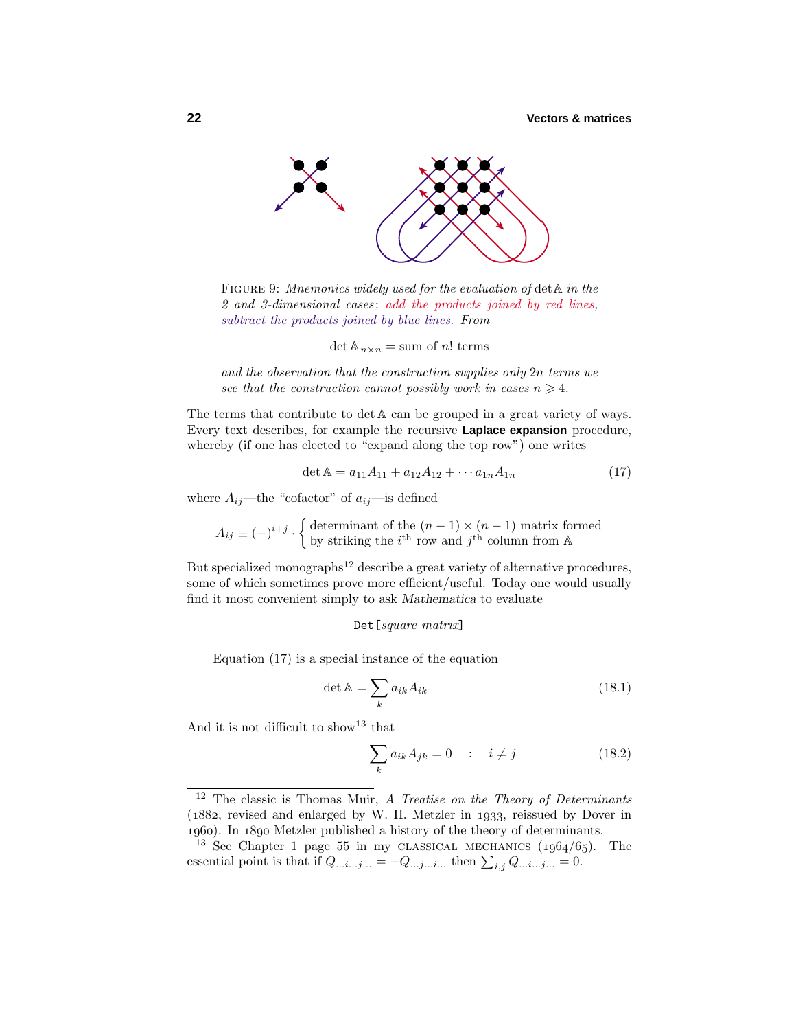FIGURE 9: *Mnemonics widely used for the evaluation of* $\det \mathbb{A}$ *in the 2 and 3-dimensional cases*: *add the products joined by red lines*, *subtract the products joined by blue lines*. *From*

$$\det \mathbb{A}_{n\times n} = \text{sum of } n! \text{ terms}$$

*and the observation that the construction supplies only* $2n$ *terms we see that the construction cannot possibly work in cases* $n \geqslant 4$.

The terms that contribute to $\det \mathbb{A}$ can be grouped in a great variety of ways. Every text describes, for example the recursive **Laplace expansion** procedure, whereby (if one has elected to "expand along the top row") one writes

$$\det \mathbb{A} = a_{11}A_{11} + a_{12}A_{12} + \cdots a_{1n}A_{1n} \tag{17}$$

where $A_{ij}$—the "cofactor" of $a_{ij}$—is defined

$$A_{ij} \equiv (-)^{i+j} \cdot \begin{cases} \text{determinant of the } (n-1)\times(n-1) \text{ matrix formed} \\ \text{by striking the } i^{\text{th}} \text{ row and } j^{\text{th}} \text{ column from } \mathbb{A} \end{cases}$$

But specialized monographs[12] describe a great variety of alternative procedures, some of which sometimes prove more efficient/useful. Today one would usually find it most convenient simply to ask *Mathematica* to evaluate

```
Det[square matrix]
```

Equation (17) is a special instance of the equation

$$\det \mathbb{A} = \sum_k a_{ik}A_{ik} \tag{18.1}$$

And it is not difficult to show[13] that

$$\sum_k a_{ik}A_{jk} = 0 \quad : \quad i \neq j \tag{18.2}$$

---

[12] The classic is Thomas Muir, *A Treatise on the Theory of Determinants* (1882, revised and enlarged by W. H. Metzler in 1933, reissued by Dover in 1960). In 1890 Metzler published a history of the theory of determinants.

[13] See Chapter 1 page 55 in my CLASSICAL MECHANICS (1964/65). The essential point is that if $Q_{\ldots i \ldots j \ldots} = -Q_{\ldots j \ldots i \ldots}$ then $\sum_{i,j} Q_{\ldots i \ldots j \ldots} = 0$.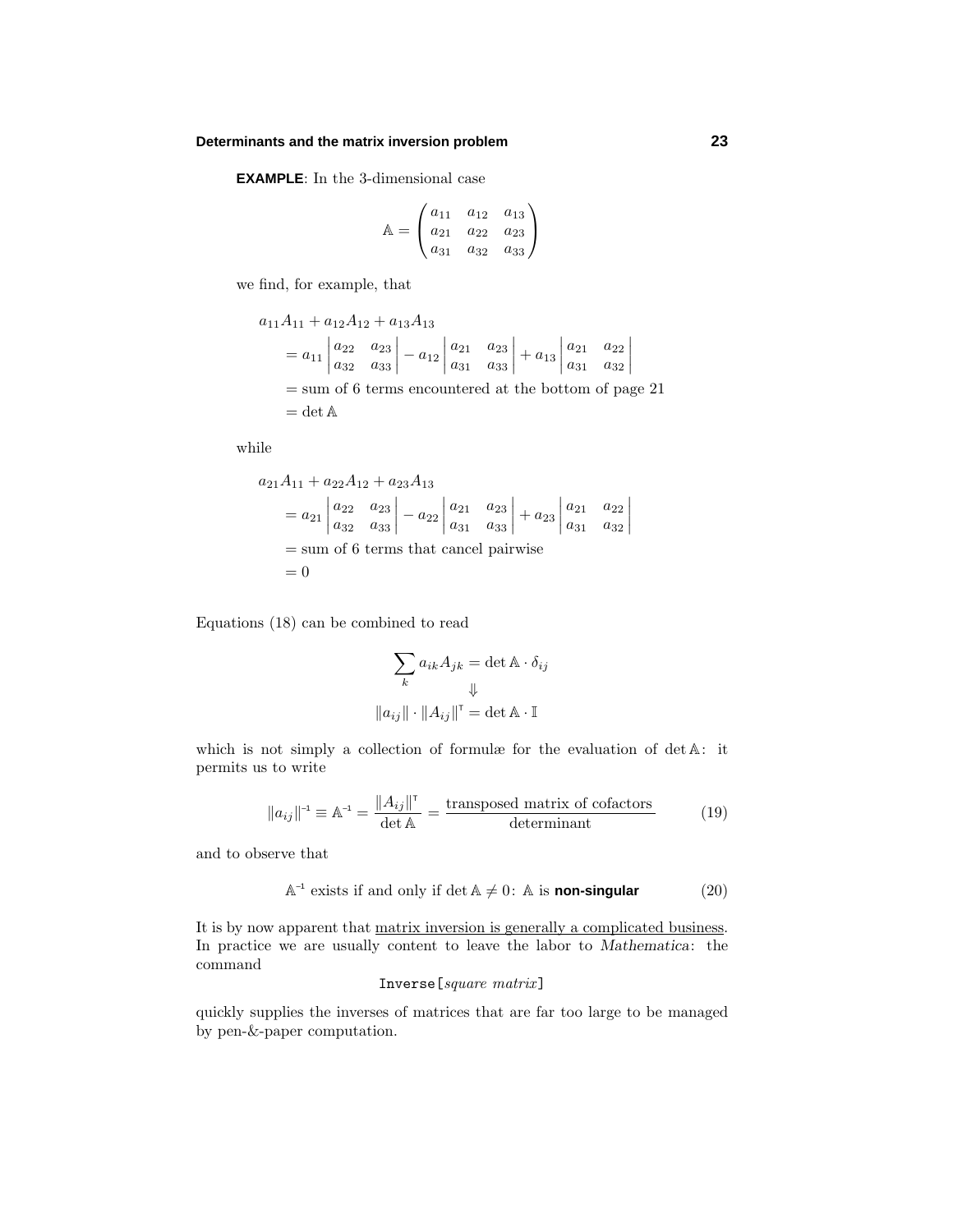**EXAMPLE**: In the 3-dimensional case

$$\mathbb{A} = \begin{pmatrix} a_{11} & a_{12} & a_{13} \\ a_{21} & a_{22} & a_{23} \\ a_{31} & a_{32} & a_{33} \end{pmatrix}$$

we find, for example, that

$$\begin{aligned}
&a_{11}A_{11} + a_{12}A_{12} + a_{13}A_{13} \\
&\quad = a_{11}\begin{vmatrix} a_{22} & a_{23} \\ a_{32} & a_{33} \end{vmatrix} - a_{12}\begin{vmatrix} a_{21} & a_{23} \\ a_{31} & a_{33} \end{vmatrix} + a_{13}\begin{vmatrix} a_{21} & a_{22} \\ a_{31} & a_{32} \end{vmatrix} \\
&\quad = \text{sum of 6 terms encountered at the bottom of page 21} \\
&\quad = \det \mathbb{A}
\end{aligned}$$

while

$$\begin{aligned}
&a_{21}A_{11} + a_{22}A_{12} + a_{23}A_{13} \\
&\quad = a_{21}\begin{vmatrix} a_{22} & a_{23} \\ a_{32} & a_{33} \end{vmatrix} - a_{22}\begin{vmatrix} a_{21} & a_{23} \\ a_{31} & a_{33} \end{vmatrix} + a_{23}\begin{vmatrix} a_{21} & a_{22} \\ a_{31} & a_{32} \end{vmatrix} \\
&\quad = \text{sum of 6 terms that cancel pairwise} \\
&\quad = 0
\end{aligned}$$

Equations (18) can be combined to read

$$\sum_k a_{ik}A_{jk} = \det \mathbb{A} \cdot \delta_{ij}$$
$$\Downarrow$$
$$\|a_{ij}\| \cdot \|A_{ij}\|^{\mathsf{T}} = \det \mathbb{A} \cdot \mathbb{I}$$

which is not simply a collection of formulæ for the evaluation of $\det \mathbb{A}$: it permits us to write

$$\|a_{ij}\|^{-1} \equiv \mathbb{A}^{-1} = \frac{\|A_{ij}\|^{\mathsf{T}}}{\det \mathbb{A}} = \frac{\text{transposed matrix of cofactors}}{\text{determinant}} \tag{19}$$

and to observe that

$$\mathbb{A}^{-1} \text{ exists if and only if } \det \mathbb{A} \neq 0\text{: } \mathbb{A} \text{ is } \textbf{non-singular} \tag{20}$$

It is by now apparent that matrix inversion is generally a complicated business. In practice we are usually content to leave the labor to *Mathematica*: the command

`Inverse[`*square matrix*`]`

quickly supplies the inverses of matrices that are far too large to be managed by pen-&-paper computation.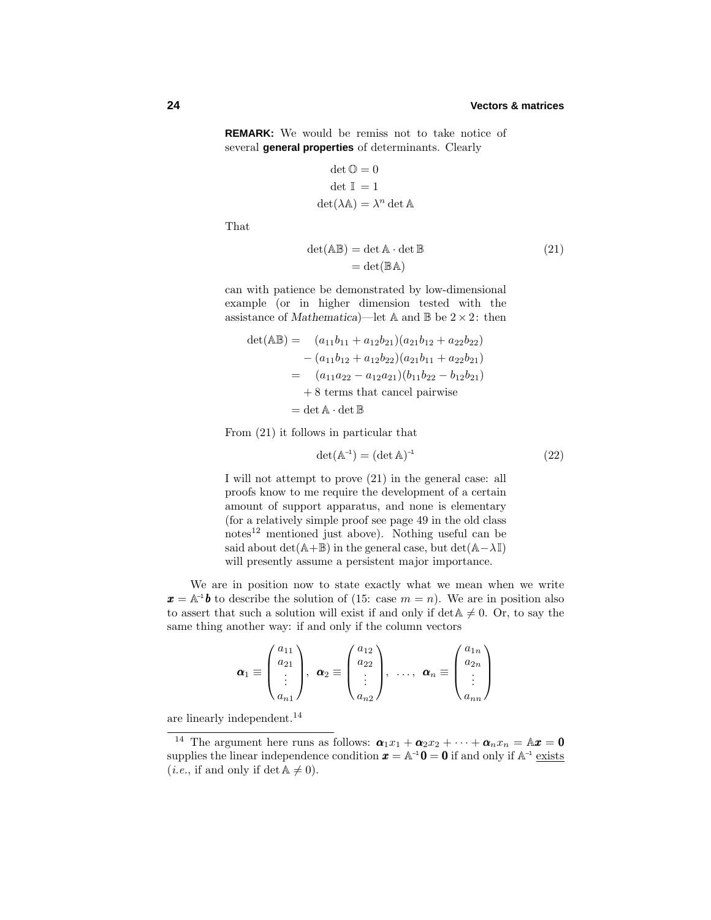**REMARK:** We would be remiss not to take notice of several **general properties** of determinants. Clearly

$$\begin{aligned}
\det \mathbb{O} &= 0 \\
\det \mathbb{I} &= 1 \\
\det(\lambda\mathbb{A}) &= \lambda^n \det \mathbb{A}
\end{aligned}$$

That

$$\begin{aligned}
\det(\mathbb{A}\mathbb{B}) &= \det \mathbb{A} \cdot \det \mathbb{B} \\
&= \det(\mathbb{B}\mathbb{A})
\end{aligned} \tag{21}$$

can with patience be demonstrated by low-dimensional example (or in higher dimension tested with the assistance of *Mathematica*)—let $\mathbb{A}$ and $\mathbb{B}$ be $2 \times 2$: then

$$\begin{aligned}
\det(\mathbb{A}\mathbb{B}) = &\quad (a_{11}b_{11} + a_{12}b_{21})(a_{21}b_{12} + a_{22}b_{22}) \\
&- (a_{11}b_{12} + a_{12}b_{22})(a_{21}b_{11} + a_{22}b_{21}) \\
= &\quad (a_{11}a_{22} - a_{12}a_{21})(b_{11}b_{22} - b_{12}b_{21}) \\
&+ 8 \text{ terms that cancel pairwise} \\
= &\det \mathbb{A} \cdot \det \mathbb{B}
\end{aligned}$$

From (21) it follows in particular that

$$\det(\mathbb{A}^{-1}) = (\det \mathbb{A})^{-1} \tag{22}$$

I will not attempt to prove (21) in the general case: all proofs know to me require the development of a certain amount of support apparatus, and none is elementary (for a relatively simple proof see page 49 in the old class notes[12] mentioned just above). Nothing useful can be said about $\det(\mathbb{A}+\mathbb{B})$ in the general case, but $\det(\mathbb{A}-\lambda\mathbb{I})$ will presently assume a persistent major importance.

We are in position now to state exactly what we mean when we write $\boldsymbol{x} = \mathbb{A}^{-1}\boldsymbol{b}$ to describe the solution of (15: case $m = n$). We are in position also to assert that such a solution will exist if and only if $\det\mathbb{A} \neq 0$. Or, to say the same thing another way: if and only if the column vectors

$$\boldsymbol{\alpha}_1 \equiv \begin{pmatrix} a_{11} \\ a_{21} \\ \vdots \\ a_{n1} \end{pmatrix}, \ \boldsymbol{\alpha}_2 \equiv \begin{pmatrix} a_{12} \\ a_{22} \\ \vdots \\ a_{n2} \end{pmatrix}, \ \ldots, \ \boldsymbol{\alpha}_n \equiv \begin{pmatrix} a_{1n} \\ a_{2n} \\ \vdots \\ a_{nn} \end{pmatrix}$$

are linearly independent.[14]

---

[14] The argument here runs as follows: $\boldsymbol{\alpha}_1 x_1 + \boldsymbol{\alpha}_2 x_2 + \cdots + \boldsymbol{\alpha}_n x_n = \mathbb{A}\boldsymbol{x} = \boldsymbol{0}$ supplies the linear independence condition $\boldsymbol{x} = \mathbb{A}^{-1}\boldsymbol{0} = \boldsymbol{0}$ if and only if $\mathbb{A}^{-1}$ exists (*i.e.*, if and only if $\det \mathbb{A} \neq 0$).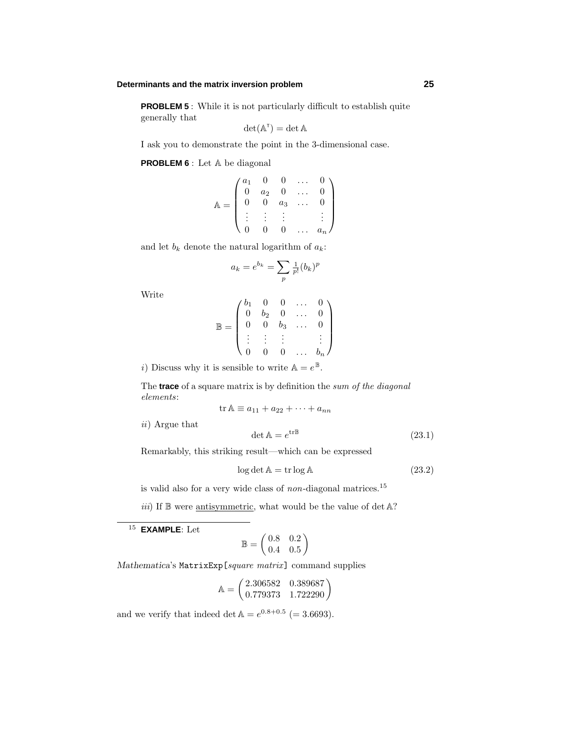**PROBLEM 5** : While it is not particularly difficult to establish quite generally that

$$\det(\mathbb{A}^{\mathsf{T}}) = \det \mathbb{A}$$

I ask you to demonstrate the point in the 3-dimensional case.

**PROBLEM 6** : Let $\mathbb{A}$ be diagonal

$$\mathbb{A} = \begin{pmatrix} a_1 & 0 & 0 & \ldots & 0 \\ 0 & a_2 & 0 & \ldots & 0 \\ 0 & 0 & a_3 & \ldots & 0 \\ \vdots & \vdots & \vdots & & \vdots \\ 0 & 0 & 0 & \ldots & a_n \end{pmatrix}$$

and let $b_k$ denote the natural logarithm of $a_k$:

$$a_k = e^{b_k} = \sum_p \tfrac{1}{p!}(b_k)^p$$

Write

$$\mathbb{B} = \begin{pmatrix} b_1 & 0 & 0 & \ldots & 0 \\ 0 & b_2 & 0 & \ldots & 0 \\ 0 & 0 & b_3 & \ldots & 0 \\ \vdots & \vdots & \vdots & & \vdots \\ 0 & 0 & 0 & \ldots & b_n \end{pmatrix}$$

*i*) Discuss why it is sensible to write $\mathbb{A} = e^{\mathbb{B}}$.

The **trace** of a square matrix is by definition the *sum of the diagonal elements*:

$$\operatorname{tr} \mathbb{A} \equiv a_{11} + a_{22} + \cdots + a_{nn}$$

*ii*) Argue that

$$\det \mathbb{A} = e^{\operatorname{tr} \mathbb{B}} \tag{23.1}$$

Remarkably, this striking result—which can be expressed

$$\log \det \mathbb{A} = \operatorname{tr} \log \mathbb{A} \tag{23.2}$$

is valid also for a very wide class of *non*-diagonal matrices.[15]

*iii*) If $\mathbb{B}$ were antisymmetric, what would be the value of $\det \mathbb{A}$?

---

[15] **EXAMPLE**: Let

$$\mathbb{B} = \begin{pmatrix} 0.8 & 0.2 \\ 0.4 & 0.5 \end{pmatrix}$$

*Mathematica*'s `MatrixExp[`*square matrix*`]` command supplies

$$\mathbb{A} = \begin{pmatrix} 2.306582 & 0.389687 \\ 0.779373 & 1.722290 \end{pmatrix}$$

and we verify that indeed $\det \mathbb{A} = e^{0.8+0.5}$ $(= 3.6693)$.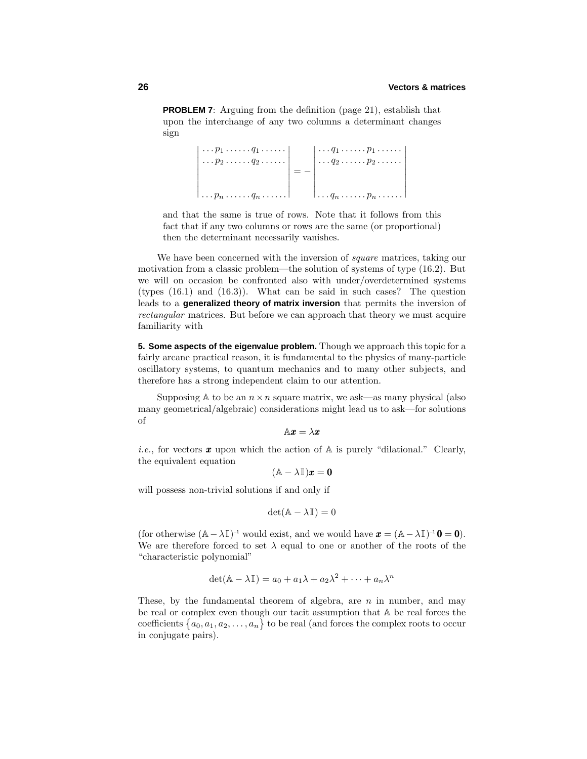**PROBLEM 7**: Arguing from the definition (page 21), establish that upon the interchange of any two columns a determinant changes sign

$$\begin{vmatrix} \ldots p_1 \ldots\ldots q_1 \ldots\ldots \\ \ldots p_2 \ldots\ldots q_2 \ldots\ldots \\ \\ \\ \ldots p_n \ldots\ldots q_n \ldots\ldots \end{vmatrix} = - \begin{vmatrix} \ldots q_1 \ldots\ldots p_1 \ldots\ldots \\ \ldots q_2 \ldots\ldots p_2 \ldots\ldots \\ \\ \\ \ldots q_n \ldots\ldots p_n \ldots\ldots \end{vmatrix}$$

and that the same is true of rows. Note that it follows from this fact that if any two columns or rows are the same (or proportional) then the determinant necessarily vanishes.

We have been concerned with the inversion of *square* matrices, taking our motivation from a classic problem—the solution of systems of type (16.2). But we will on occasion be confronted also with under/overdetermined systems (types (16.1) and (16.3)). What can be said in such cases? The question leads to a **generalized theory of matrix inversion** that permits the inversion of *rectangular* matrices. But before we can approach that theory we must acquire familiarity with

**5. Some aspects of the eigenvalue problem.** Though we approach this topic for a fairly arcane practical reason, it is fundamental to the physics of many-particle oscillatory systems, to quantum mechanics and to many other subjects, and therefore has a strong independent claim to our attention.

Supposing $\mathbb{A}$ to be an $n \times n$ square matrix, we ask—as many physical (also many geometrical/algebraic) considerations might lead us to ask—for solutions of

$$\mathbb{A}\boldsymbol{x} = \lambda\boldsymbol{x}$$

*i.e.*, for vectors $\boldsymbol{x}$ upon which the action of $\mathbb{A}$ is purely "dilational." Clearly, the equivalent equation

$$(\mathbb{A} - \lambda\mathbb{I})\boldsymbol{x} = \mathbf{0}$$

will possess non-trivial solutions if and only if

$$\det(\mathbb{A} - \lambda\mathbb{I}) = 0$$

(for otherwise $(\mathbb{A} - \lambda\mathbb{I})^{-1}$ would exist, and we would have $\boldsymbol{x} = (\mathbb{A} - \lambda\mathbb{I})^{-1}\mathbf{0} = \mathbf{0}$). We are therefore forced to set $\lambda$ equal to one or another of the roots of the "characteristic polynomial"

$$\det(\mathbb{A} - \lambda\mathbb{I}) = a_0 + a_1\lambda + a_2\lambda^2 + \cdots + a_n\lambda^n$$

These, by the fundamental theorem of algebra, are $n$ in number, and may be real or complex even though our tacit assumption that $\mathbb{A}$ be real forces the coefficients $\{a_0, a_1, a_2, \ldots, a_n\}$ to be real (and forces the complex roots to occur in conjugate pairs).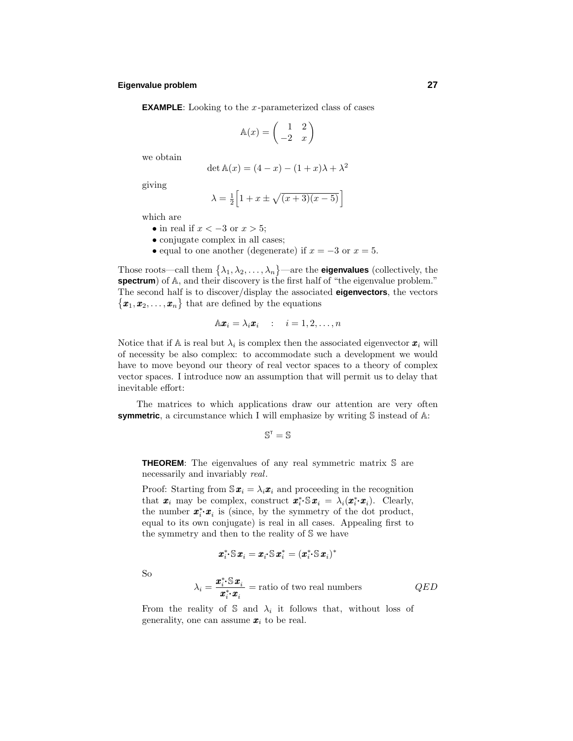**EXAMPLE**: Looking to the $x$-parameterized class of cases

$$\mathbb{A}(x) = \begin{pmatrix} 1 & 2 \\ -2 & x \end{pmatrix}$$

we obtain

$$\det \mathbb{A}(x) = (4-x) - (1+x)\lambda + \lambda^2$$

giving

$$\lambda = \tfrac{1}{2}\Big[1 + x \pm \sqrt{(x+3)(x-5)}\,\Big]$$

which are

- in real if $x < -3$ or $x > 5$;
- conjugate complex in all cases;
- equal to one another (degenerate) if $x = -3$ or $x = 5$.

Those roots—call them $\{\lambda_1, \lambda_2, \ldots, \lambda_n\}$—are the **eigenvalues** (collectively, the **spectrum**) of $\mathbb{A}$, and their discovery is the first half of "the eigenvalue problem." The second half is to discover/display the associated **eigenvectors**, the vectors $\{\boldsymbol{x}_1, \boldsymbol{x}_2, \ldots, \boldsymbol{x}_n\}$ that are defined by the equations

$$\mathbb{A}\boldsymbol{x}_i = \lambda_i \boldsymbol{x}_i \quad : \quad i = 1, 2, \ldots, n$$

Notice that if $\mathbb{A}$ is real but $\lambda_i$ is complex then the associated eigenvector $\boldsymbol{x}_i$ will of necessity be also complex: to accommodate such a development we would have to move beyond our theory of real vector spaces to a theory of complex vector spaces. I introduce now an assumption that will permit us to delay that inevitable effort:

The matrices to which applications draw our attention are very often **symmetric**, a circumstance which I will emphasize by writing $\mathbb{S}$ instead of $\mathbb{A}$:

$$\mathbb{S}^{\mathsf{T}} = \mathbb{S}$$

**THEOREM**: The eigenvalues of any real symmetric matrix $\mathbb{S}$ are necessarily and invariably *real*.

Proof: Starting from $\mathbb{S}\,\boldsymbol{x}_i = \lambda_i \boldsymbol{x}_i$ and proceeding in the recognition that $\boldsymbol{x}_i$ may be complex, construct $\boldsymbol{x}_i^*\!\cdot\mathbb{S}\,\boldsymbol{x}_i = \lambda_i(\boldsymbol{x}_i^*\!\cdot\boldsymbol{x}_i)$. Clearly, the number $\boldsymbol{x}_i^*\!\cdot\boldsymbol{x}_i$ is (since, by the symmetry of the dot product, equal to its own conjugate) is real in all cases. Appealing first to the symmetry and then to the reality of $\mathbb{S}$ we have

$$\boldsymbol{x}_i^*\!\cdot\mathbb{S}\,\boldsymbol{x}_i = \boldsymbol{x}_i\!\cdot\mathbb{S}\,\boldsymbol{x}_i^* = (\boldsymbol{x}_i^*\!\cdot\mathbb{S}\,\boldsymbol{x}_i)^*$$

So

$$\lambda_i = \frac{\boldsymbol{x}_i^*\!\cdot\mathbb{S}\,\boldsymbol{x}_i}{\boldsymbol{x}_i^*\!\cdot\boldsymbol{x}_i} = \text{ratio of two real numbers} \qquad QED$$

From the reality of $\mathbb{S}$ and $\lambda_i$ it follows that, without loss of generality, one can assume $\boldsymbol{x}_i$ to be real.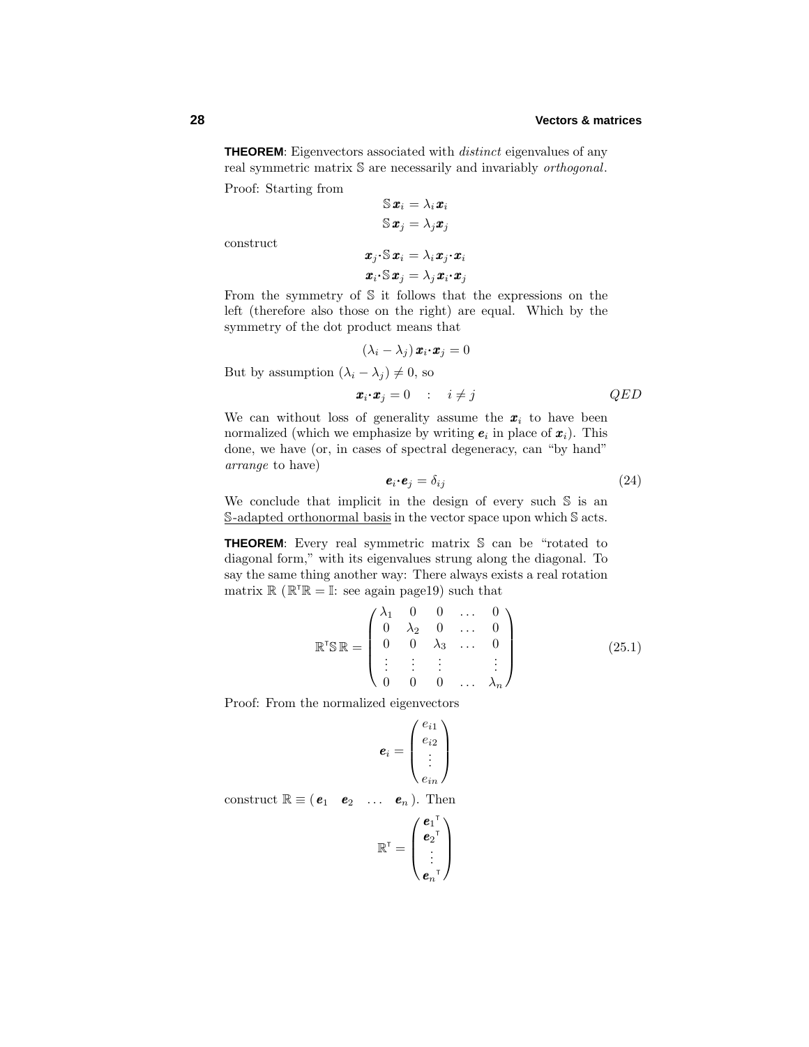**THEOREM**: Eigenvectors associated with *distinct* eigenvalues of any real symmetric matrix $\mathbb{S}$ are necessarily and invariably *orthogonal*.

Proof: Starting from

$$\begin{aligned}\mathbb{S}\,\boldsymbol{x}_i &= \lambda_i\,\boldsymbol{x}_i\\ \mathbb{S}\,\boldsymbol{x}_j &= \lambda_j\boldsymbol{x}_j\end{aligned}$$

construct

$$\begin{aligned}\boldsymbol{x}_j\!\cdot\!\mathbb{S}\,\boldsymbol{x}_i &= \lambda_i\,\boldsymbol{x}_j\!\cdot\!\boldsymbol{x}_i\\ \boldsymbol{x}_i\!\cdot\!\mathbb{S}\,\boldsymbol{x}_j &= \lambda_j\,\boldsymbol{x}_i\!\cdot\!\boldsymbol{x}_j\end{aligned}$$

From the symmetry of $\mathbb{S}$ it follows that the expressions on the left (therefore also those on the right) are equal. Which by the symmetry of the dot product means that

$$(\lambda_i - \lambda_j)\,\boldsymbol{x}_i\!\cdot\!\boldsymbol{x}_j = 0$$

But by assumption $(\lambda_i - \lambda_j) \neq 0$, so

$$\boldsymbol{x}_i\!\cdot\!\boldsymbol{x}_j = 0 \quad : \quad i \neq j \qquad\qquad QED$$

We can without loss of generality assume the $\boldsymbol{x}_i$ to have been normalized (which we emphasize by writing $\boldsymbol{e}_i$ in place of $\boldsymbol{x}_i$). This done, we have (or, in cases of spectral degeneracy, can "by hand" *arrange* to have)

$$\boldsymbol{e}_i\!\cdot\!\boldsymbol{e}_j = \delta_{ij} \tag{24}$$

We conclude that implicit in the design of every such $\mathbb{S}$ is an <u>$\mathbb{S}$-adapted orthonormal basis</u> in the vector space upon which $\mathbb{S}$ acts.

**THEOREM**: Every real symmetric matrix $\mathbb{S}$ can be "rotated to diagonal form," with its eigenvalues strung along the diagonal. To say the same thing another way: There always exists a real rotation matrix $\mathbb{R}$ ($\mathbb{R}^\intercal\mathbb{R} = \mathbb{I}$: see again page19) such that

$$\mathbb{R}^\intercal\mathbb{S}\,\mathbb{R} = \begin{pmatrix} \lambda_1 & 0 & 0 & \dots & 0\\ 0 & \lambda_2 & 0 & \dots & 0\\ 0 & 0 & \lambda_3 & \dots & 0\\ \vdots & \vdots & \vdots & & \vdots\\ 0 & 0 & 0 & \dots & \lambda_n \end{pmatrix} \tag{25.1}$$

Proof: From the normalized eigenvectors

$$\boldsymbol{e}_i = \begin{pmatrix} e_{i1}\\ e_{i2}\\ \vdots\\ e_{in}\end{pmatrix}$$

construct $\mathbb{R} \equiv (\,\boldsymbol{e}_1 \quad \boldsymbol{e}_2 \quad \dots \quad \boldsymbol{e}_n\,)$. Then

$$\mathbb{R}^\intercal = \begin{pmatrix} \boldsymbol{e}_1{}^\intercal\\ \boldsymbol{e}_2{}^\intercal\\ \vdots\\ \boldsymbol{e}_n{}^\intercal\end{pmatrix}$$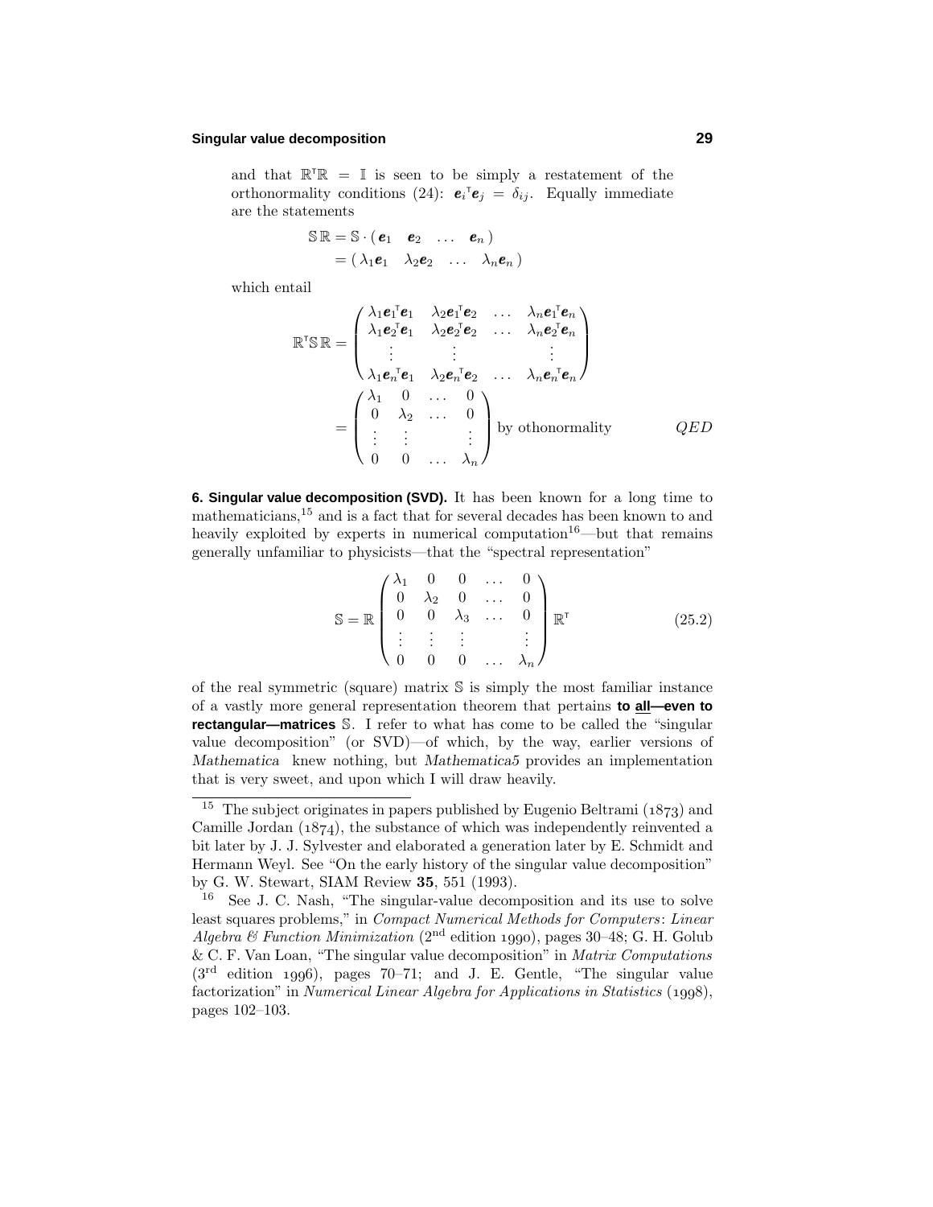and that $\mathbb{R}^\intercal\mathbb{R} = \mathbb{I}$ is seen to be simply a restatement of the orthonormality conditions (24): $\boldsymbol{e}_i{}^\intercal \boldsymbol{e}_j = \delta_{ij}$. Equally immediate are the statements

$$
\begin{aligned}
\mathbb{S}\,\mathbb{R} &= \mathbb{S}\cdot\big(\,\boldsymbol{e}_1 \quad \boldsymbol{e}_2 \quad \ldots \quad \boldsymbol{e}_n\,\big)\\
&= \big(\,\lambda_1\boldsymbol{e}_1 \quad \lambda_2\boldsymbol{e}_2 \quad \ldots \quad \lambda_n\boldsymbol{e}_n\,\big)
\end{aligned}
$$

which entail

$$
\begin{aligned}
\mathbb{R}^\intercal\mathbb{S}\,\mathbb{R} &= \begin{pmatrix}
\lambda_1\boldsymbol{e}_1{}^\intercal\boldsymbol{e}_1 & \lambda_2\boldsymbol{e}_1{}^\intercal\boldsymbol{e}_2 & \ldots & \lambda_n\boldsymbol{e}_1{}^\intercal\boldsymbol{e}_n\\
\lambda_1\boldsymbol{e}_2{}^\intercal\boldsymbol{e}_1 & \lambda_2\boldsymbol{e}_2{}^\intercal\boldsymbol{e}_2 & \ldots & \lambda_n\boldsymbol{e}_2{}^\intercal\boldsymbol{e}_n\\
\vdots & \vdots & & \vdots\\
\lambda_1\boldsymbol{e}_n{}^\intercal\boldsymbol{e}_1 & \lambda_2\boldsymbol{e}_n{}^\intercal\boldsymbol{e}_2 & \ldots & \lambda_n\boldsymbol{e}_n{}^\intercal\boldsymbol{e}_n
\end{pmatrix}\\
&= \begin{pmatrix}
\lambda_1 & 0 & \ldots & 0\\
0 & \lambda_2 & \ldots & 0\\
\vdots & \vdots & & \vdots\\
0 & 0 & \ldots & \lambda_n
\end{pmatrix} \text{ by othonormality} \qquad\qquad QED
\end{aligned}
$$

**6. Singular value decomposition (SVD).** It has been known for a long time to mathematicians,[15] and is a fact that for several decades has been known to and heavily exploited by experts in numerical computation[16]—but that remains generally unfamiliar to physicists—that the "spectral representation"

$$
\mathbb{S} = \mathbb{R}\begin{pmatrix}
\lambda_1 & 0 & 0 & \ldots & 0\\
0 & \lambda_2 & 0 & \ldots & 0\\
0 & 0 & \lambda_3 & \ldots & 0\\
\vdots & \vdots & \vdots & & \vdots\\
0 & 0 & 0 & \ldots & \lambda_n
\end{pmatrix}\mathbb{R}^\intercal \tag{25.2}
$$

of the real symmetric (square) matrix $\mathbb{S}$ is simply the most familiar instance of a vastly more general representation theorem that pertains **to all—even to rectangular—matrices** $\mathbb{S}$. I refer to what has come to be called the "singular value decomposition" (or SVD)—of which, by the way, earlier versions of *Mathematica* knew nothing, but *Mathematica5* provides an implementation that is very sweet, and upon which I will draw heavily.

---

[15] The subject originates in papers published by Eugenio Beltrami (1873) and Camille Jordan (1874), the substance of which was independently reinvented a bit later by J. J. Sylvester and elaborated a generation later by E. Schmidt and Hermann Weyl. See "On the early history of the singular value decomposition" by G. W. Stewart, SIAM Review **35**, 551 (1993).

[16] See J. C. Nash, "The singular-value decomposition and its use to solve least squares problems," in *Compact Numerical Methods for Computers: Linear Algebra & Function Minimization* (2nd edition 1990), pages 30–48; G. H. Golub & C. F. Van Loan, "The singular value decomposition" in *Matrix Computations* (3rd edition 1996), pages 70–71; and J. E. Gentle, "The singular value factorization" in *Numerical Linear Algebra for Applications in Statistics* (1998), pages 102–103.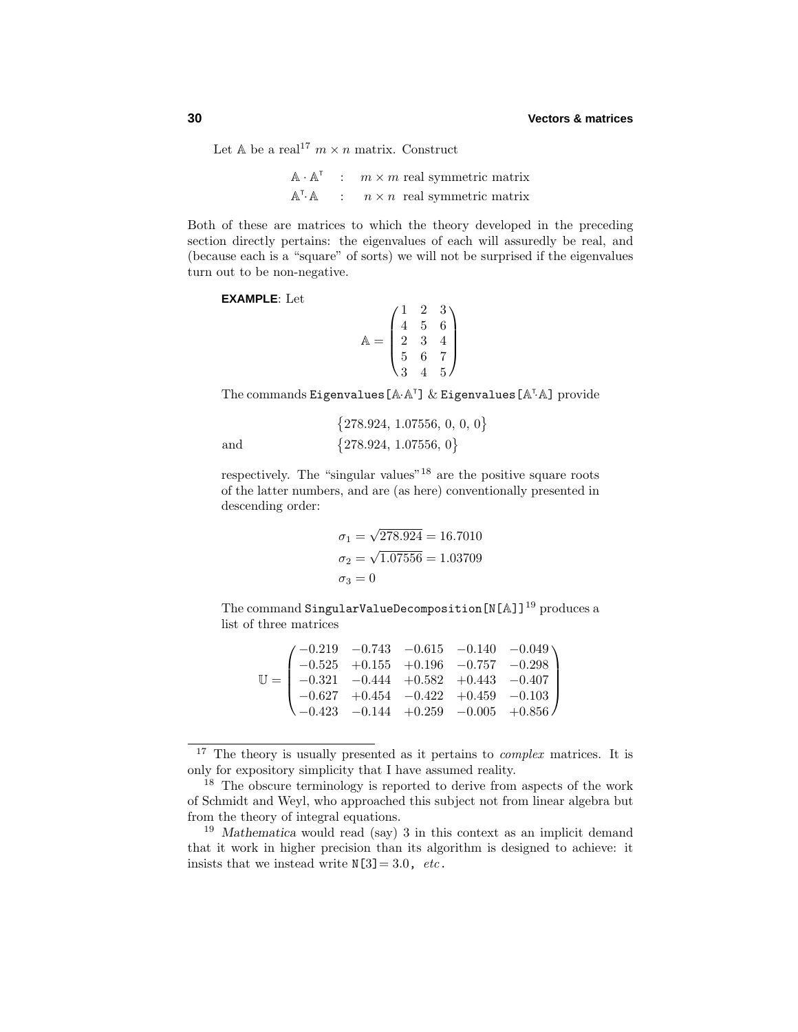Let $\mathbb{A}$ be a real[17] $m \times n$ matrix. Construct

$$
\begin{aligned}
\mathbb{A} \cdot \mathbb{A}^{\mathsf{T}} \quad &: \quad m \times m \text{ real symmetric matrix} \\
\mathbb{A}^{\mathsf{T}} \cdot \mathbb{A} \quad &: \quad n \times n \text{ real symmetric matrix}
\end{aligned}
$$

Both of these are matrices to which the theory developed in the preceding section directly pertains: the eigenvalues of each will assuredly be real, and (because each is a "square" of sorts) we will not be surprised if the eigenvalues turn out to be non-negative.

**EXAMPLE**: Let

$$
\mathbb{A} = \begin{pmatrix} 1 & 2 & 3 \\ 4 & 5 & 6 \\ 2 & 3 & 4 \\ 5 & 6 & 7 \\ 3 & 4 & 5 \end{pmatrix}
$$

The commands `Eigenvalues[𝔸·𝔸ᵀ]` & `Eigenvalues[𝔸ᵀ·𝔸]` provide

$$
\begin{aligned}
&\big\{278.924,\ 1.07556,\ 0,\ 0,\ 0\big\} \\
\text{and} \qquad &\big\{278.924,\ 1.07556,\ 0\big\}
\end{aligned}
$$

respectively. The "singular values"[18] are the positive square roots of the latter numbers, and are (as here) conventionally presented in descending order:

$$
\begin{aligned}
\sigma_1 &= \sqrt{278.924} = 16.7010 \\
\sigma_2 &= \sqrt{1.07556} = 1.03709 \\
\sigma_3 &= 0
\end{aligned}
$$

The command `SingularValueDecomposition[N[𝔸]]`[19] produces a list of three matrices

$$
\mathbb{U} = \begin{pmatrix} -0.219 & -0.743 & -0.615 & -0.140 & -0.049 \\ -0.525 & +0.155 & +0.196 & -0.757 & -0.298 \\ -0.321 & -0.444 & +0.582 & +0.443 & -0.407 \\ -0.627 & +0.454 & -0.422 & +0.459 & -0.103 \\ -0.423 & -0.144 & +0.259 & -0.005 & +0.856 \end{pmatrix}
$$

---

[17] The theory is usually presented as it pertains to *complex* matrices. It is only for expository simplicity that I have assumed reality.

[18] The obscure terminology is reported to derive from aspects of the work of Schmidt and Weyl, who approached this subject not from linear algebra but from the theory of integral equations.

[19] *Mathematica* would read (say) 3 in this context as an implicit demand that it work in higher precision than its algorithm is designed to achieve: it insists that we instead write `N[3]` = 3.0, *etc*.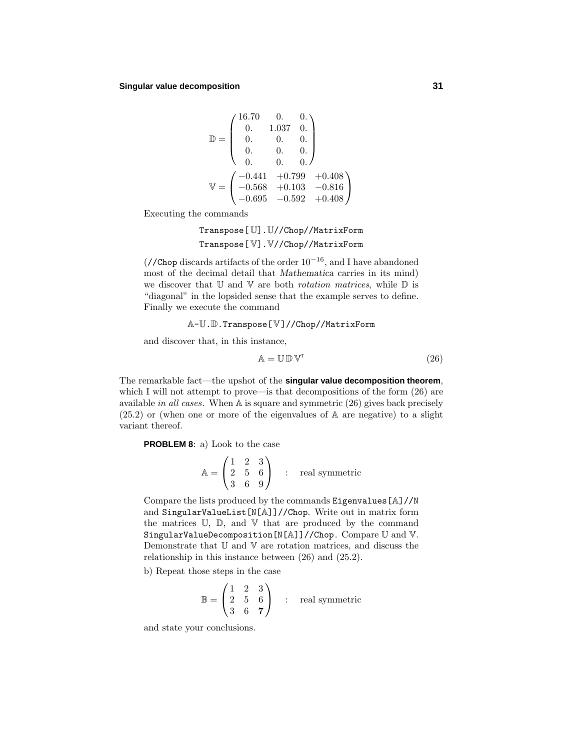$$\mathbb{D} = \begin{pmatrix} 16.70 & 0. & 0. \\ 0. & 1.037 & 0. \\ 0. & 0. & 0. \\ 0. & 0. & 0. \\ 0. & 0. & 0. \end{pmatrix}$$

$$\mathbb{V} = \begin{pmatrix} -0.441 & +0.799 & +0.408 \\ -0.568 & +0.103 & -0.816 \\ -0.695 & -0.592 & +0.408 \end{pmatrix}$$

Executing the commands

```
Transpose[𝕌].𝕌//Chop//MatrixForm
Transpose[𝕍].𝕍//Chop//MatrixForm
```

(`//Chop` discards artifacts of the order $10^{-16}$, and I have abandoned most of the decimal detail that *Mathematica* carries in its mind) we discover that $\mathbb{U}$ and $\mathbb{V}$ are both *rotation matrices*, while $\mathbb{D}$ is "diagonal" in the lopsided sense that the example serves to define. Finally we execute the command

```
𝔸-𝕌.𝔻.Transpose[𝕍]//Chop//MatrixForm
```

and discover that, in this instance,

$$\mathbb{A} = \mathbb{U}\,\mathbb{D}\,\mathbb{V}^{\mathsf{T}} \tag{26}$$

The remarkable fact—the upshot of the **singular value decomposition theorem**, which I will not attempt to prove—is that decompositions of the form (26) are available *in all cases*. When $\mathbb{A}$ is square and symmetric (26) gives back precisely (25.2) or (when one or more of the eigenvalues of $\mathbb{A}$ are negative) to a slight variant thereof.

**PROBLEM 8**: a) Look to the case

$$\mathbb{A} = \begin{pmatrix} 1 & 2 & 3 \\ 2 & 5 & 6 \\ 3 & 6 & 9 \end{pmatrix} \quad : \quad \text{real symmetric}$$

Compare the lists produced by the commands `Eigenvalues[𝔸]//N` and `SingularValueList[N[𝔸]]//Chop`. Write out in matrix form the matrices $\mathbb{U}$, $\mathbb{D}$, and $\mathbb{V}$ that are produced by the command `SingularValueDecomposition[N[𝔸]]//Chop`. Compare $\mathbb{U}$ and $\mathbb{V}$. Demonstrate that $\mathbb{U}$ and $\mathbb{V}$ are rotation matrices, and discuss the relationship in this instance between (26) and (25.2).

b) Repeat those steps in the case

$$\mathbb{B} = \begin{pmatrix} 1 & 2 & 3 \\ 2 & 5 & 6 \\ 3 & 6 & \mathbf{7} \end{pmatrix} \quad : \quad \text{real symmetric}$$

and state your conclusions.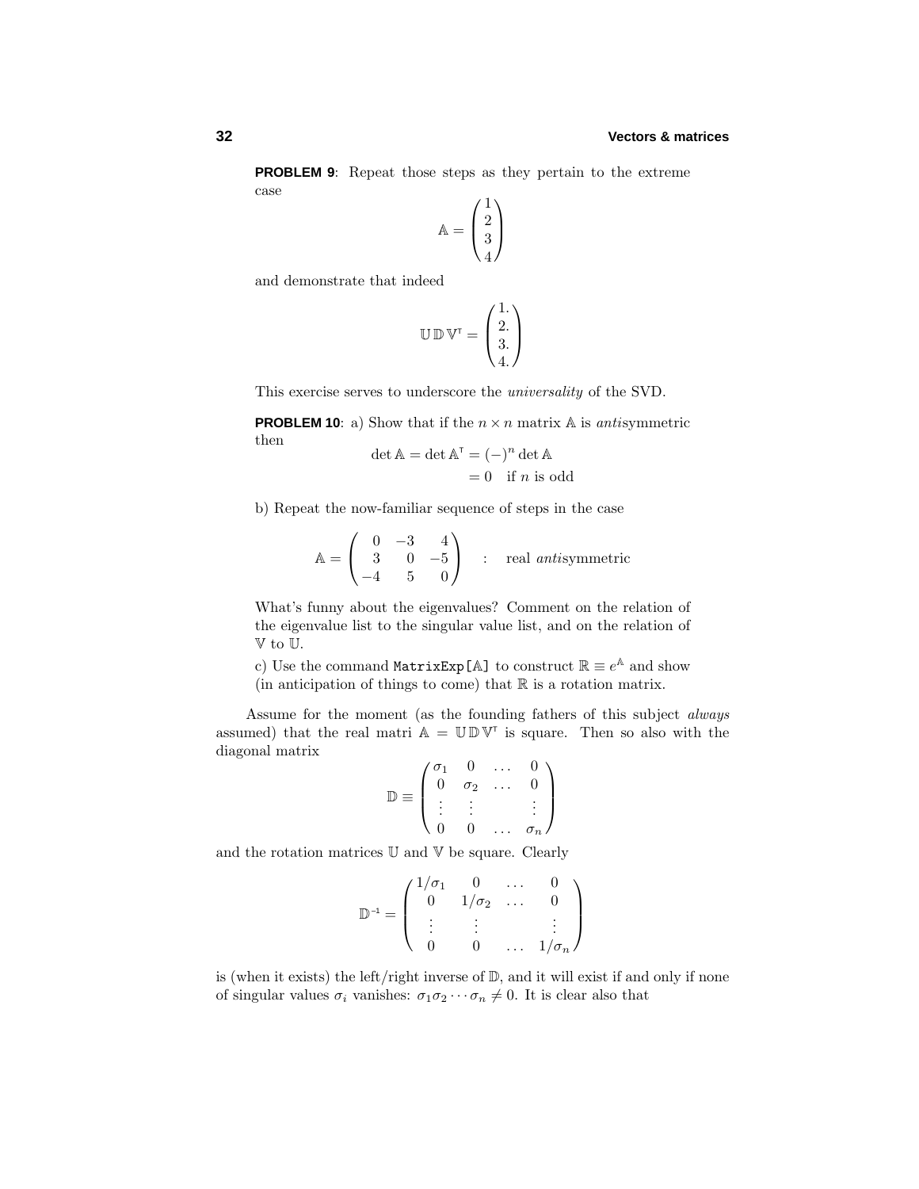**PROBLEM 9**: Repeat those steps as they pertain to the extreme case

$$\mathbb{A} = \begin{pmatrix} 1 \\ 2 \\ 3 \\ 4 \end{pmatrix}$$

and demonstrate that indeed

$$\mathbb{U}\,\mathbb{D}\,\mathbb{V}^{\mathsf{T}} = \begin{pmatrix} 1. \\ 2. \\ 3. \\ 4. \end{pmatrix}$$

This exercise serves to underscore the *universality* of the SVD.

**PROBLEM 10**: a) Show that if the $n \times n$ matrix $\mathbb{A}$ is *anti*symmetric then

$$\begin{aligned} \det \mathbb{A} = \det \mathbb{A}^{\mathsf{T}} &= (-)^n \det \mathbb{A} \\ &= 0 \quad \text{if } n \text{ is odd} \end{aligned}$$

b) Repeat the now-familiar sequence of steps in the case

$$\mathbb{A} = \begin{pmatrix} 0 & -3 & 4 \\ 3 & 0 & -5 \\ -4 & 5 & 0 \end{pmatrix} \quad : \quad \text{real } \textit{anti}\text{symmetric}$$

What's funny about the eigenvalues? Comment on the relation of the eigenvalue list to the singular value list, and on the relation of $\mathbb{V}$ to $\mathbb{U}$.

c) Use the command `MatrixExp[A]` to construct $\mathbb{R} \equiv e^{\mathbb{A}}$ and show (in anticipation of things to come) that $\mathbb{R}$ is a rotation matrix.

Assume for the moment (as the founding fathers of this subject *always* assumed) that the real matri $\mathbb{A} = \mathbb{U}\,\mathbb{D}\,\mathbb{V}^{\mathsf{T}}$ is square. Then so also with the diagonal matrix

$$\mathbb{D} \equiv \begin{pmatrix} \sigma_1 & 0 & \dots & 0 \\ 0 & \sigma_2 & \dots & 0 \\ \vdots & \vdots & & \vdots \\ 0 & 0 & \dots & \sigma_n \end{pmatrix}$$

and the rotation matrices $\mathbb{U}$ and $\mathbb{V}$ be square. Clearly

$$\mathbb{D}^{-1} = \begin{pmatrix} 1/\sigma_1 & 0 & \dots & 0 \\ 0 & 1/\sigma_2 & \dots & 0 \\ \vdots & \vdots & & \vdots \\ 0 & 0 & \dots & 1/\sigma_n \end{pmatrix}$$

is (when it exists) the left/right inverse of $\mathbb{D}$, and it will exist if and only if none of singular values $\sigma_i$ vanishes: $\sigma_1\sigma_2\cdots\sigma_n \neq 0$. It is clear also that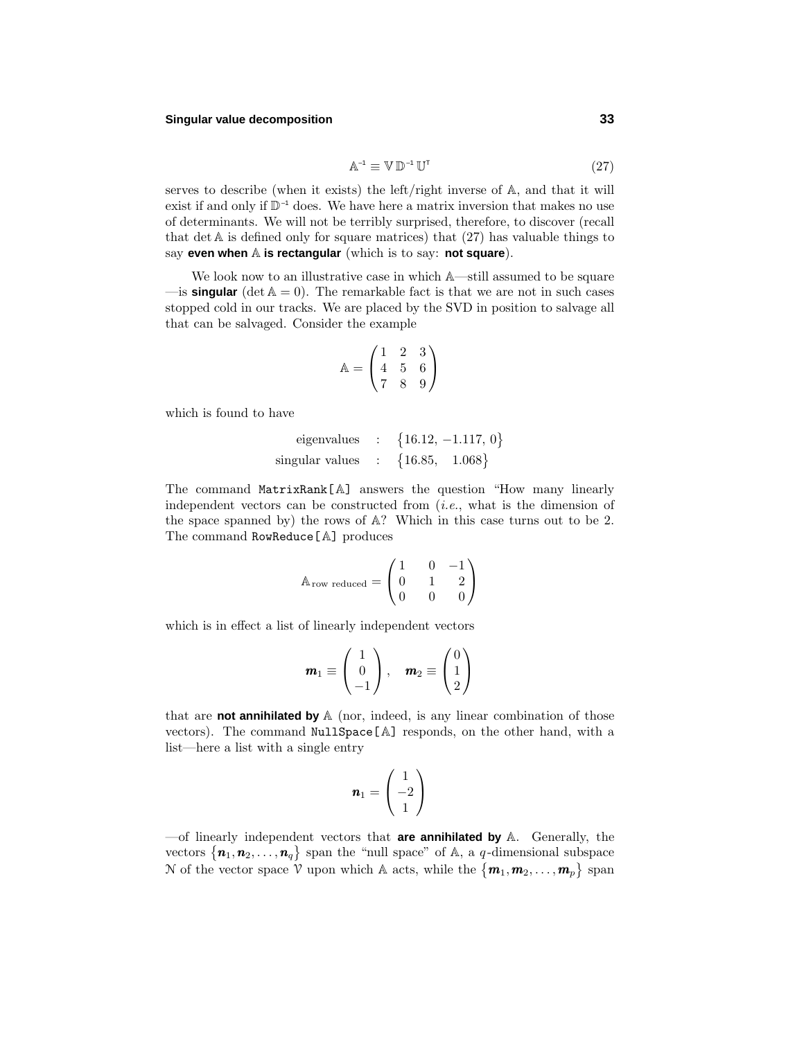$$\mathbb{A}^{-1} \equiv \mathbb{V}\,\mathbb{D}^{-1}\,\mathbb{U}^{\mathsf{T}} \tag{27}$$

serves to describe (when it exists) the left/right inverse of $\mathbb{A}$, and that it will exist if and only if $\mathbb{D}^{-1}$ does. We have here a matrix inversion that makes no use of determinants. We will not be terribly surprised, therefore, to discover (recall that $\det \mathbb{A}$ is defined only for square matrices) that (27) has valuable things to say **even when $\mathbb{A}$ is rectangular** (which is to say: **not square**).

We look now to an illustrative case in which $\mathbb{A}$—still assumed to be square—is **singular** ($\det \mathbb{A} = 0$). The remarkable fact is that we are not in such cases stopped cold in our tracks. We are placed by the SVD in position to salvage all that can be salvaged. Consider the example

$$\mathbb{A} = \begin{pmatrix} 1 & 2 & 3 \\ 4 & 5 & 6 \\ 7 & 8 & 9 \end{pmatrix}$$

which is found to have

$$\begin{aligned} \text{eigenvalues} \quad &: \quad \{16.12, \, -1.117, \, 0\} \\ \text{singular values} \quad &: \quad \{16.85, \quad 1.068\} \end{aligned}$$

The command `MatrixRank[A]` answers the question "How many linearly independent vectors can be constructed from (*i.e.*, what is the dimension of the space spanned by) the rows of $\mathbb{A}$? Which in this case turns out to be 2. The command `RowReduce[A]` produces

$$\mathbb{A}_{\text{row reduced}} = \begin{pmatrix} 1 & 0 & -1 \\ 0 & 1 & 2 \\ 0 & 0 & 0 \end{pmatrix}$$

which is in effect a list of linearly independent vectors

$$\boldsymbol{m}_1 \equiv \begin{pmatrix} 1 \\ 0 \\ -1 \end{pmatrix}, \quad \boldsymbol{m}_2 \equiv \begin{pmatrix} 0 \\ 1 \\ 2 \end{pmatrix}$$

that are **not annihilated by** $\mathbb{A}$ (nor, indeed, is any linear combination of those vectors). The command `NullSpace[A]` responds, on the other hand, with a list—here a list with a single entry

$$\boldsymbol{n}_1 = \begin{pmatrix} 1 \\ -2 \\ 1 \end{pmatrix}$$

—of linearly independent vectors that **are annihilated by** $\mathbb{A}$. Generally, the vectors $\{\boldsymbol{n}_1, \boldsymbol{n}_2, \ldots, \boldsymbol{n}_q\}$ span the "null space" of $\mathbb{A}$, a $q$-dimensional subspace $\mathcal{N}$ of the vector space $\mathcal{V}$ upon which $\mathbb{A}$ acts, while the $\{\boldsymbol{m}_1, \boldsymbol{m}_2, \ldots, \boldsymbol{m}_p\}$ span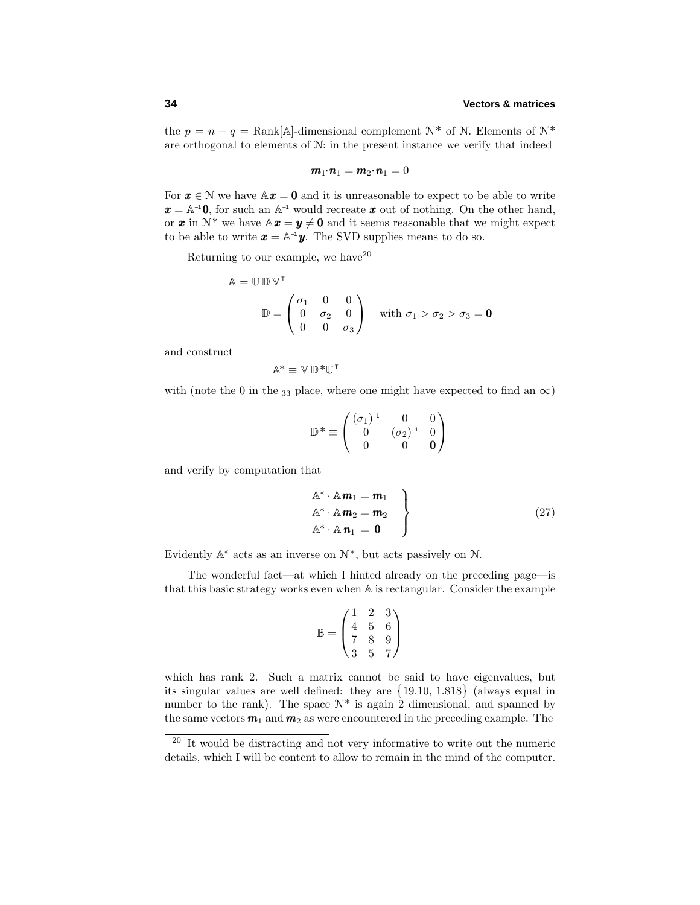the $p = n - q = \text{Rank}[\mathbb{A}]$-dimensional complement $\mathcal{N}^*$ of $\mathcal{N}$. Elements of $\mathcal{N}^*$ are orthogonal to elements of $\mathcal{N}$: in the present instance we verify that indeed

$$\boldsymbol{m}_1 \cdot \boldsymbol{n}_1 = \boldsymbol{m}_2 \cdot \boldsymbol{n}_1 = 0$$

For $\boldsymbol{x} \in \mathcal{N}$ we have $\mathbb{A}\boldsymbol{x} = \boldsymbol{0}$ and it is unreasonable to expect to be able to write $\boldsymbol{x} = \mathbb{A}^{-1}\boldsymbol{0}$, for such an $\mathbb{A}^{-1}$ would recreate $\boldsymbol{x}$ out of nothing. On the other hand, or $\boldsymbol{x}$ in $\mathcal{N}^*$ we have $\mathbb{A}\boldsymbol{x} = \boldsymbol{y} \neq \boldsymbol{0}$ and it seems reasonable that we might expect to be able to write $\boldsymbol{x} = \mathbb{A}^{-1}\boldsymbol{y}$. The SVD supplies means to do so.

Returning to our example, we have[20]

$$\mathbb{A} = \mathbb{U}\,\mathbb{D}\,\mathbb{V}^{\mathsf{T}}$$

$$\mathbb{D} = \begin{pmatrix} \sigma_1 & 0 & 0 \\ 0 & \sigma_2 & 0 \\ 0 & 0 & \sigma_3 \end{pmatrix} \quad \text{with } \sigma_1 > \sigma_2 > \sigma_3 = \boldsymbol{0}$$

and construct

$$\mathbb{A}^* \equiv \mathbb{V}\,\mathbb{D}^*\mathbb{U}^{\mathsf{T}}$$

with (<u>note the 0 in the $_{33}$ place, where one might have expected to find an $\infty$</u>)

$$\mathbb{D}^* \equiv \begin{pmatrix} (\sigma_1)^{-1} & 0 & 0 \\ 0 & (\sigma_2)^{-1} & 0 \\ 0 & 0 & \boldsymbol{0} \end{pmatrix}$$

and verify by computation that

$$\left.\begin{aligned} \mathbb{A}^* \cdot \mathbb{A}\boldsymbol{m}_1 &= \boldsymbol{m}_1 \\ \mathbb{A}^* \cdot \mathbb{A}\boldsymbol{m}_2 &= \boldsymbol{m}_2 \\ \mathbb{A}^* \cdot \mathbb{A}\,\boldsymbol{n}_1 &= \boldsymbol{0} \end{aligned}\right\} \tag{27}$$

Evidently <u>$\mathbb{A}^*$ acts as an inverse on $\mathcal{N}^*$, but acts passively on $\mathcal{N}$</u>.

The wonderful fact—at which I hinted already on the preceding page—is that this basic strategy works even when $\mathbb{A}$ is rectangular. Consider the example

$$\mathbb{B} = \begin{pmatrix} 1 & 2 & 3 \\ 4 & 5 & 6 \\ 7 & 8 & 9 \\ 3 & 5 & 7 \end{pmatrix}$$

which has rank 2. Such a matrix cannot be said to have eigenvalues, but its singular values are well defined: they are $\{19.10, 1.818\}$ (always equal in number to the rank). The space $\mathcal{N}^*$ is again 2 dimensional, and spanned by the same vectors $\boldsymbol{m}_1$ and $\boldsymbol{m}_2$ as were encountered in the preceding example. The

---

[20] It would be distracting and not very informative to write out the numeric details, which I will be content to allow to remain in the mind of the computer.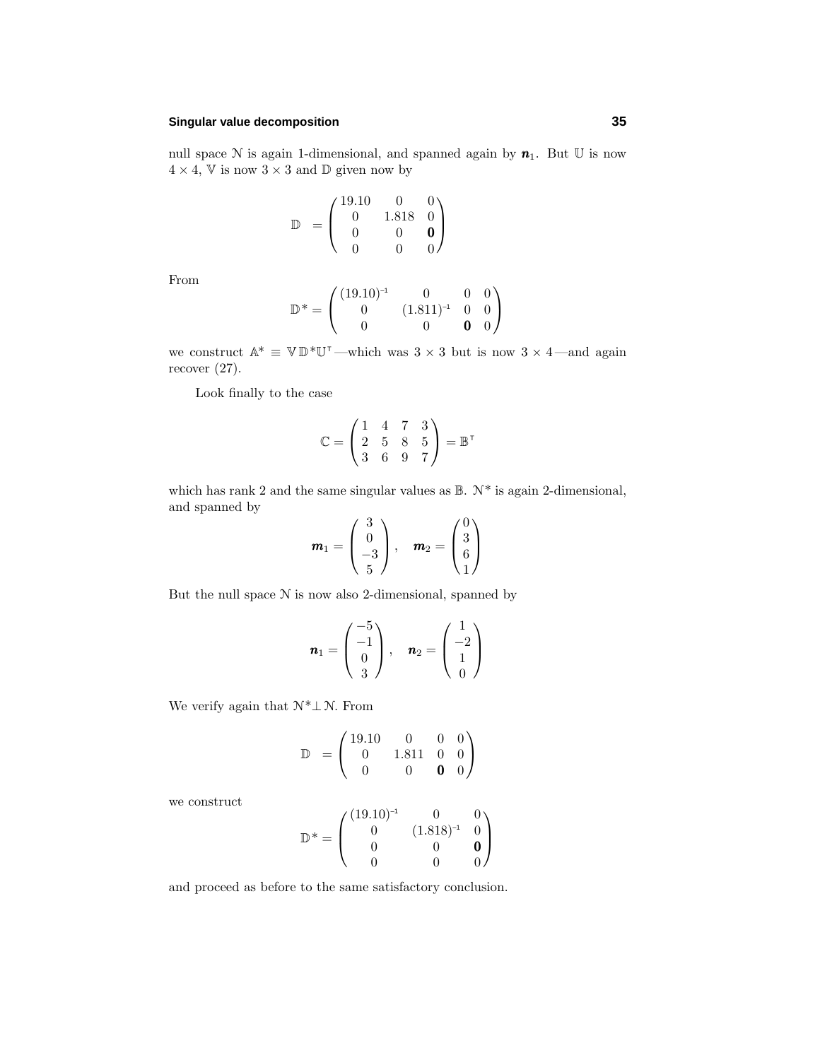null space $\mathcal{N}$ is again 1-dimensional, and spanned again by $\boldsymbol{n}_1$. But $\mathbb{U}$ is now $4\times 4$, $\mathbb{V}$ is now $3\times 3$ and $\mathbb{D}$ given now by

$$\mathbb{D} \;=\begin{pmatrix} 19.10 & 0 & 0\\ 0 & 1.818 & 0\\ 0 & 0 & \mathbf{0}\\ 0 & 0 & 0\end{pmatrix}$$

From

$$\mathbb{D}^* = \begin{pmatrix} (19.10)^{-1} & 0 & 0 & 0\\ 0 & (1.811)^{-1} & 0 & 0\\ 0 & 0 & \mathbf{0} & 0\end{pmatrix}$$

we construct $\mathbb{A}^* \equiv \mathbb{V}\,\mathbb{D}^*\mathbb{U}^{\mathsf{T}}$—which was $3\times 3$ but is now $3\times 4$—and again recover (27).

Look finally to the case

$$\mathbb{C} = \begin{pmatrix} 1 & 4 & 7 & 3\\ 2 & 5 & 8 & 5\\ 3 & 6 & 9 & 7\end{pmatrix} = \mathbb{B}^{\mathsf{T}}$$

which has rank 2 and the same singular values as $\mathbb{B}$. $\mathcal{N}^*$ is again 2-dimensional, and spanned by

$$\boldsymbol{m}_1 = \begin{pmatrix} 3\\ 0\\ -3\\ 5\end{pmatrix}, \quad \boldsymbol{m}_2 = \begin{pmatrix} 0\\ 3\\ 6\\ 1\end{pmatrix}$$

But the null space $\mathcal{N}$ is now also 2-dimensional, spanned by

$$\boldsymbol{n}_1 = \begin{pmatrix} -5\\ -1\\ 0\\ 3\end{pmatrix}, \quad \boldsymbol{n}_2 = \begin{pmatrix} 1\\ -2\\ 1\\ 0\end{pmatrix}$$

We verify again that $\mathcal{N}^*\!\perp\mathcal{N}$. From

$$\mathbb{D} \;=\begin{pmatrix} 19.10 & 0 & 0 & 0\\ 0 & 1.811 & 0 & 0\\ 0 & 0 & \mathbf{0} & 0\end{pmatrix}$$

we construct

$$\mathbb{D}^* = \begin{pmatrix} (19.10)^{-1} & 0 & 0\\ 0 & (1.818)^{-1} & 0\\ 0 & 0 & \mathbf{0}\\ 0 & 0 & 0\end{pmatrix}$$

and proceed as before to the same satisfactory conclusion.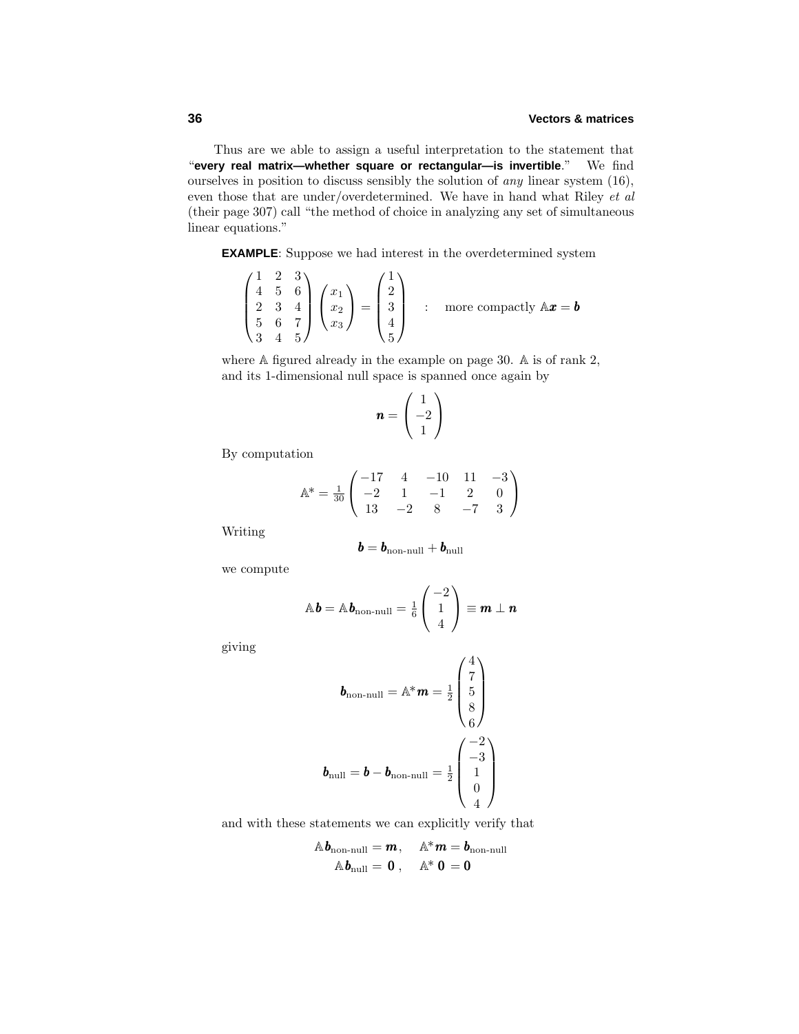Thus are we able to assign a useful interpretation to the statement that "**every real matrix—whether square or rectangular—is invertible**." We find ourselves in position to discuss sensibly the solution of *any* linear system (16), even those that are under/overdetermined. We have in hand what Riley *et al* (their page 307) call "the method of choice in analyzing any set of simultaneous linear equations."

**EXAMPLE**: Suppose we had interest in the overdetermined system

$$\begin{pmatrix} 1 & 2 & 3 \\ 4 & 5 & 6 \\ 2 & 3 & 4 \\ 5 & 6 & 7 \\ 3 & 4 & 5 \end{pmatrix} \begin{pmatrix} x_1 \\ x_2 \\ x_3 \end{pmatrix} = \begin{pmatrix} 1 \\ 2 \\ 3 \\ 4 \\ 5 \end{pmatrix} \quad : \quad \text{more compactly } \mathbb{A}\boldsymbol{x} = \boldsymbol{b}$$

where $\mathbb{A}$ figured already in the example on page 30. $\mathbb{A}$ is of rank 2, and its 1-dimensional null space is spanned once again by

$$\boldsymbol{n} = \begin{pmatrix} 1 \\ -2 \\ 1 \end{pmatrix}$$

By computation

$$\mathbb{A}^* = \tfrac{1}{30} \begin{pmatrix} -17 & 4 & -10 & 11 & -3 \\ -2 & 1 & -1 & 2 & 0 \\ 13 & -2 & 8 & -7 & 3 \end{pmatrix}$$

Writing

$$\boldsymbol{b} = \boldsymbol{b}_{\text{non-null}} + \boldsymbol{b}_{\text{null}}$$

we compute

$$\mathbb{A}\boldsymbol{b} = \mathbb{A}\boldsymbol{b}_{\text{non-null}} = \tfrac{1}{6} \begin{pmatrix} -2 \\ 1 \\ 4 \end{pmatrix} \equiv \boldsymbol{m} \perp \boldsymbol{n}$$

giving

$$\boldsymbol{b}_{\text{non-null}} = \mathbb{A}^* \boldsymbol{m} = \tfrac{1}{2} \begin{pmatrix} 4 \\ 7 \\ 5 \\ 8 \\ 6 \end{pmatrix}$$

$$\boldsymbol{b}_{\text{null}} = \boldsymbol{b} - \boldsymbol{b}_{\text{non-null}} = \tfrac{1}{2} \begin{pmatrix} -2 \\ -3 \\ 1 \\ 0 \\ 4 \end{pmatrix}$$

and with these statements we can explicitly verify that

$$\mathbb{A}\boldsymbol{b}_{\text{non-null}} = \boldsymbol{m}, \quad \mathbb{A}^* \boldsymbol{m} = \boldsymbol{b}_{\text{non-null}}$$
$$\mathbb{A}\boldsymbol{b}_{\text{null}} = \boldsymbol{0}\,, \quad \mathbb{A}^*\,\boldsymbol{0} = \boldsymbol{0}$$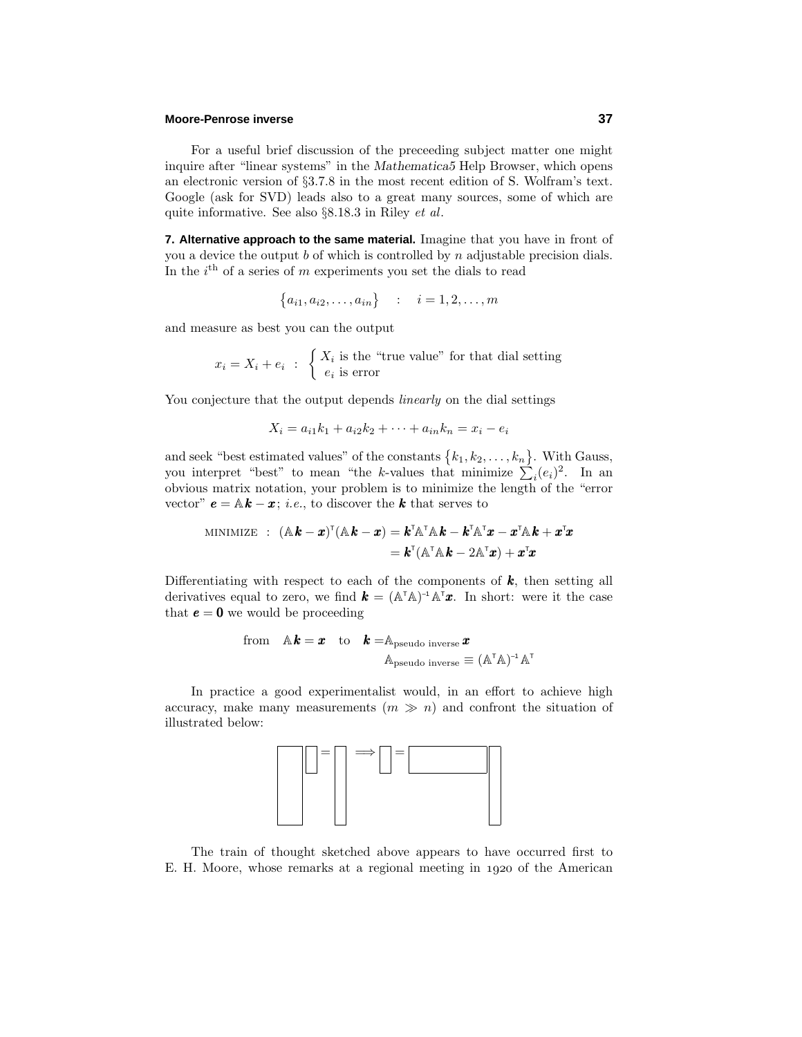For a useful brief discussion of the preceeding subject matter one might inquire after "linear systems" in the *Mathematica5* Help Browser, which opens an electronic version of §3.7.8 in the most recent edition of S. Wolfram's text. Google (ask for SVD) leads also to a great many sources, some of which are quite informative. See also §8.18.3 in Riley *et al*.

**7. Alternative approach to the same material.** Imagine that you have in front of you a device the output $b$ of which is controlled by $n$ adjustable precision dials. In the $i^{\text{th}}$ of a series of $m$ experiments you set the dials to read

$$\{a_{i1}, a_{i2}, \ldots, a_{in}\} \quad : \quad i = 1, 2, \ldots, m$$

and measure as best you can the output

$$x_i = X_i + e_i \ : \ \begin{cases} X_i \text{ is the "true value" for that dial setting} \\ e_i \text{ is error} \end{cases}$$

You conjecture that the output depends *linearly* on the dial settings

$$X_i = a_{i1}k_1 + a_{i2}k_2 + \cdots + a_{in}k_n = x_i - e_i$$

and seek "best estimated values" of the constants $\{k_1, k_2, \ldots, k_n\}$. With Gauss, you interpret "best" to mean "the $k$-values that minimize $\sum_i (e_i)^2$. In an obvious matrix notation, your problem is to minimize the length of the "error vector" $\boldsymbol{e} = \mathbb{A}\boldsymbol{k} - \boldsymbol{x}$; *i.e.*, to discover the $\boldsymbol{k}$ that serves to

$$\begin{aligned} \text{MINIMIZE} \ : \ (\mathbb{A}\boldsymbol{k} - \boldsymbol{x})^{\mathsf{T}}(\mathbb{A}\boldsymbol{k} - \boldsymbol{x}) &= \boldsymbol{k}^{\mathsf{T}}\mathbb{A}^{\mathsf{T}}\mathbb{A}\boldsymbol{k} - \boldsymbol{k}^{\mathsf{T}}\mathbb{A}^{\mathsf{T}}\boldsymbol{x} - \boldsymbol{x}^{\mathsf{T}}\mathbb{A}\boldsymbol{k} + \boldsymbol{x}^{\mathsf{T}}\boldsymbol{x} \\ &= \boldsymbol{k}^{\mathsf{T}}(\mathbb{A}^{\mathsf{T}}\mathbb{A}\boldsymbol{k} - 2\mathbb{A}^{\mathsf{T}}\boldsymbol{x}) + \boldsymbol{x}^{\mathsf{T}}\boldsymbol{x} \end{aligned}$$

Differentiating with respect to each of the components of $\boldsymbol{k}$, then setting all derivatives equal to zero, we find $\boldsymbol{k} = (\mathbb{A}^{\mathsf{T}}\mathbb{A})^{-1}\mathbb{A}^{\mathsf{T}}\boldsymbol{x}$. In short: were it the case that $\boldsymbol{e} = \boldsymbol{0}$ we would be proceeding

$$\text{from} \quad \mathbb{A}\boldsymbol{k} = \boldsymbol{x} \quad \text{to} \quad \boldsymbol{k} = \mathbb{A}_{\text{pseudo inverse}}\,\boldsymbol{x}$$
$$\mathbb{A}_{\text{pseudo inverse}} \equiv (\mathbb{A}^{\mathsf{T}}\mathbb{A})^{-1}\mathbb{A}^{\mathsf{T}}$$

In practice a good experimentalist would, in an effort to achieve high accuracy, make many measurements ($m \gg n$) and confront the situation of illustrated below:

The train of thought sketched above appears to have occurred first to E. H. Moore, whose remarks at a regional meeting in 1920 of the American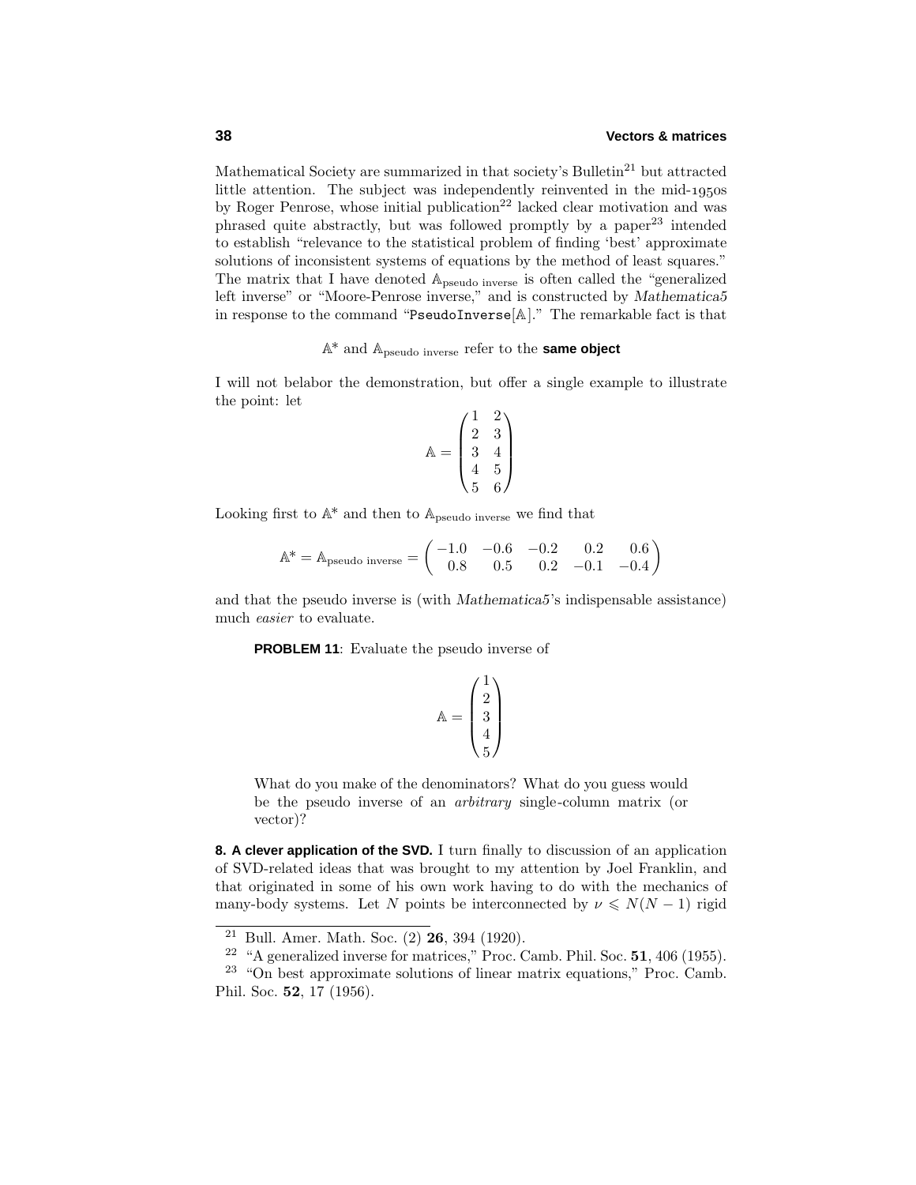Mathematical Society are summarized in that society's Bulletin[21] but attracted little attention. The subject was independently reinvented in the mid-1950s by Roger Penrose, whose initial publication[22] lacked clear motivation and was phrased quite abstractly, but was followed promptly by a paper[23] intended to establish "relevance to the statistical problem of finding 'best' approximate solutions of inconsistent systems of equations by the method of least squares." The matrix that I have denoted $\mathbb{A}_{\text{pseudo inverse}}$ is often called the "generalized left inverse" or "Moore-Penrose inverse," and is constructed by *Mathematica5* in response to the command "`PseudoInverse`[$\mathbb{A}$]." The remarkable fact is that

$$\mathbb{A}^* \text{ and } \mathbb{A}_{\text{pseudo inverse}} \text{ refer to the } \textbf{same object}$$

I will not belabor the demonstration, but offer a single example to illustrate the point: let

$$\mathbb{A} = \begin{pmatrix} 1 & 2 \\ 2 & 3 \\ 3 & 4 \\ 4 & 5 \\ 5 & 6 \end{pmatrix}$$

Looking first to $\mathbb{A}^*$ and then to $\mathbb{A}_{\text{pseudo inverse}}$ we find that

$$\mathbb{A}^* = \mathbb{A}_{\text{pseudo inverse}} = \begin{pmatrix} -1.0 & -0.6 & -0.2 & 0.2 & 0.6 \\ 0.8 & 0.5 & 0.2 & -0.1 & -0.4 \end{pmatrix}$$

and that the pseudo inverse is (with *Mathematica5*'s indispensable assistance) much *easier* to evaluate.

> **PROBLEM 11**: Evaluate the pseudo inverse of
>
> $$\mathbb{A} = \begin{pmatrix} 1 \\ 2 \\ 3 \\ 4 \\ 5 \end{pmatrix}$$
>
> What do you make of the denominators? What do you guess would be the pseudo inverse of an *arbitrary* single-column matrix (or vector)?

**8. A clever application of the SVD.** I turn finally to discussion of an application of SVD-related ideas that was brought to my attention by Joel Franklin, and that originated in some of his own work having to do with the mechanics of many-body systems. Let $N$ points be interconnected by $\nu \leqslant N(N-1)$ rigid

---

[21] Bull. Amer. Math. Soc. (2) **26**, 394 (1920).

[22] "A generalized inverse for matrices," Proc. Camb. Phil. Soc. **51**, 406 (1955).

[23] "On best approximate solutions of linear matrix equations," Proc. Camb. Phil. Soc. **52**, 17 (1956).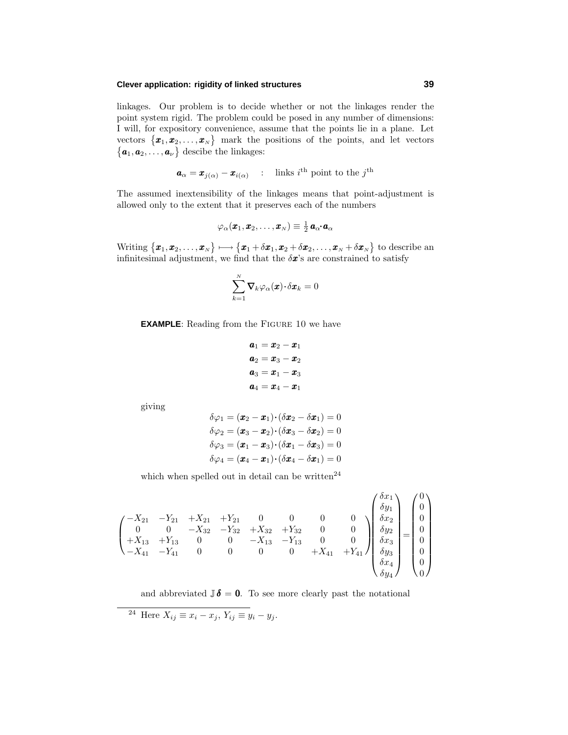linkages. Our problem is to decide whether or not the linkages render the point system rigid. The problem could be posed in any number of dimensions: I will, for expository convenience, assume that the points lie in a plane. Let vectors $\{\boldsymbol{x}_1, \boldsymbol{x}_2, \ldots, \boldsymbol{x}_N\}$ mark the positions of the points, and let vectors $\{\boldsymbol{a}_1, \boldsymbol{a}_2, \ldots, \boldsymbol{a}_\nu\}$ descibe the linkages:

$$\boldsymbol{a}_\alpha = \boldsymbol{x}_{j(\alpha)} - \boldsymbol{x}_{i(\alpha)} \quad : \quad \text{links } i^{\text{th}} \text{ point to the } j^{\text{th}}$$

The assumed inextensibility of the linkages means that point-adjustment is allowed only to the extent that it preserves each of the numbers

$$\varphi_\alpha(\boldsymbol{x}_1, \boldsymbol{x}_2, \ldots, \boldsymbol{x}_N) \equiv \tfrac{1}{2}\, \boldsymbol{a}_\alpha \cdot \boldsymbol{a}_\alpha$$

Writing $\{\boldsymbol{x}_1, \boldsymbol{x}_2, \ldots, \boldsymbol{x}_N\} \longmapsto \{\boldsymbol{x}_1 + \delta\boldsymbol{x}_1, \boldsymbol{x}_2 + \delta\boldsymbol{x}_2, \ldots, \boldsymbol{x}_N + \delta\boldsymbol{x}_N\}$ to describe an infinitesimal adjustment, we find that the $\delta\boldsymbol{x}$'s are constrained to satisfy

$$\sum_{k=1}^{N} \boldsymbol{\nabla}_k \varphi_\alpha(\boldsymbol{x}) \cdot \delta\boldsymbol{x}_k = 0$$

**EXAMPLE**: Reading from the FIGURE 10 we have

$$\begin{aligned}
\boldsymbol{a}_1 &= \boldsymbol{x}_2 - \boldsymbol{x}_1 \\
\boldsymbol{a}_2 &= \boldsymbol{x}_3 - \boldsymbol{x}_2 \\
\boldsymbol{a}_3 &= \boldsymbol{x}_1 - \boldsymbol{x}_3 \\
\boldsymbol{a}_4 &= \boldsymbol{x}_4 - \boldsymbol{x}_1
\end{aligned}$$

giving

$$\begin{aligned}
\delta\varphi_1 &= (\boldsymbol{x}_2 - \boldsymbol{x}_1)\cdot(\delta\boldsymbol{x}_2 - \delta\boldsymbol{x}_1) = 0 \\
\delta\varphi_2 &= (\boldsymbol{x}_3 - \boldsymbol{x}_2)\cdot(\delta\boldsymbol{x}_3 - \delta\boldsymbol{x}_2) = 0 \\
\delta\varphi_3 &= (\boldsymbol{x}_1 - \boldsymbol{x}_3)\cdot(\delta\boldsymbol{x}_1 - \delta\boldsymbol{x}_3) = 0 \\
\delta\varphi_4 &= (\boldsymbol{x}_4 - \boldsymbol{x}_1)\cdot(\delta\boldsymbol{x}_4 - \delta\boldsymbol{x}_1) = 0
\end{aligned}$$

which when spelled out in detail can be written[24]

$$\begin{pmatrix}
-X_{21} & -Y_{21} & +X_{21} & +Y_{21} & 0 & 0 & 0 & 0 \\
0 & 0 & -X_{32} & -Y_{32} & +X_{32} & +Y_{32} & 0 & 0 \\
+X_{13} & +Y_{13} & 0 & 0 & -X_{13} & -Y_{13} & 0 & 0 \\
-X_{41} & -Y_{41} & 0 & 0 & 0 & 0 & +X_{41} & +Y_{41}
\end{pmatrix}
\begin{pmatrix} \delta x_1 \\ \delta y_1 \\ \delta x_2 \\ \delta y_2 \\ \delta x_3 \\ \delta y_3 \\ \delta x_4 \\ \delta y_4 \end{pmatrix}
=
\begin{pmatrix} 0 \\ 0 \\ 0 \\ 0 \\ 0 \\ 0 \\ 0 \\ 0 \end{pmatrix}$$

and abbreviated $\mathbb{J}\,\boldsymbol{\delta} = \mathbf{0}$. To see more clearly past the notational

---

[24] Here $X_{ij} \equiv x_i - x_j$, $Y_{ij} \equiv y_i - y_j$.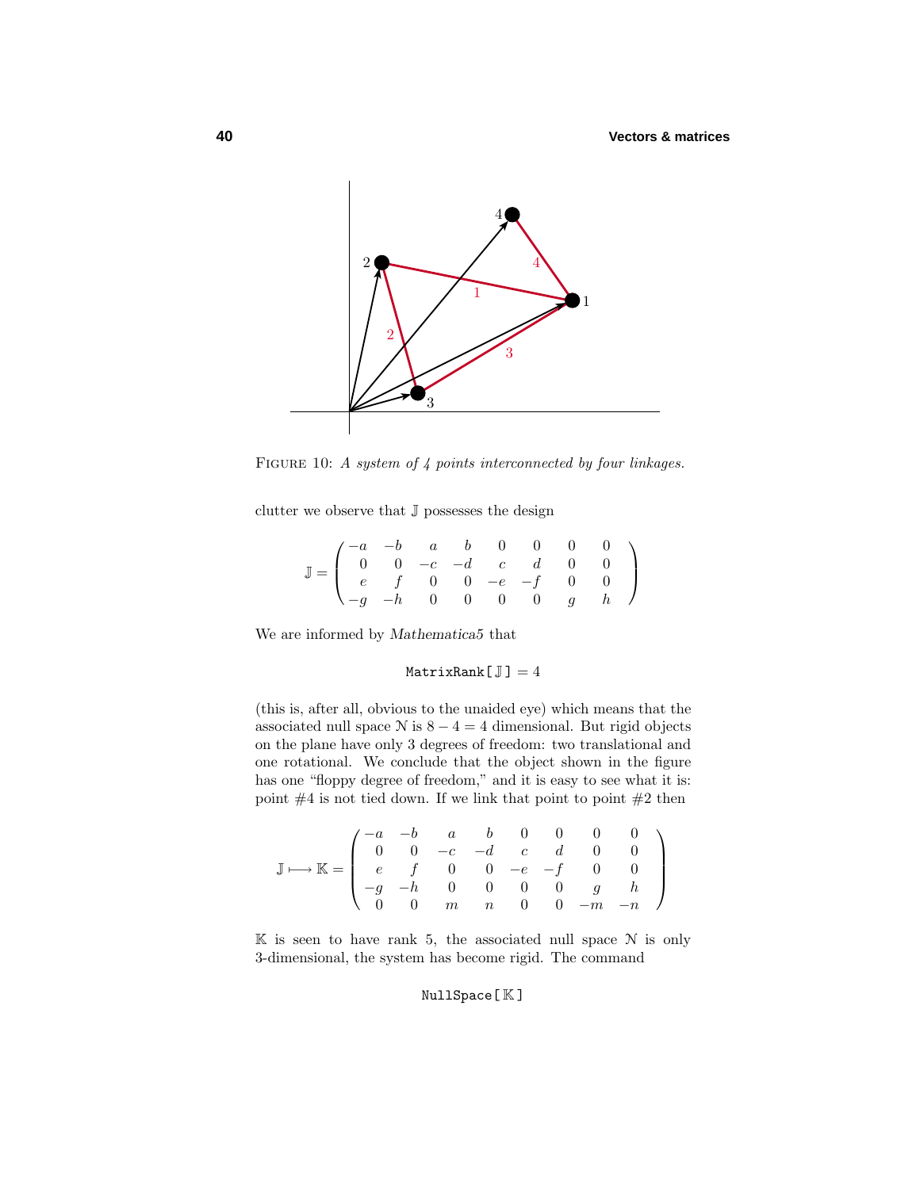FIGURE 10: *A system of 4 points interconnected by four linkages.*

clutter we observe that $\mathbb{J}$ possesses the design

$$\mathbb{J} = \begin{pmatrix} -a & -b & a & b & 0 & 0 & 0 & 0 \\ 0 & 0 & -c & -d & c & d & 0 & 0 \\ e & f & 0 & 0 & -e & -f & 0 & 0 \\ -g & -h & 0 & 0 & 0 & 0 & g & h \end{pmatrix}$$

We are informed by *Mathematica5* that

$$\texttt{MatrixRank}[\mathbb{J}] = 4$$

(this is, after all, obvious to the unaided eye) which means that the associated null space $\mathcal{N}$ is $8 - 4 = 4$ dimensional. But rigid objects on the plane have only 3 degrees of freedom: two translational and one rotational. We conclude that the object shown in the figure has one "floppy degree of freedom," and it is easy to see what it is: point #4 is not tied down. If we link that point to point #2 then

$$\mathbb{J} \longmapsto \mathbb{K} = \begin{pmatrix} -a & -b & a & b & 0 & 0 & 0 & 0 \\ 0 & 0 & -c & -d & c & d & 0 & 0 \\ e & f & 0 & 0 & -e & -f & 0 & 0 \\ -g & -h & 0 & 0 & 0 & 0 & g & h \\ 0 & 0 & m & n & 0 & 0 & -m & -n \end{pmatrix}$$

$\mathbb{K}$ is seen to have rank 5, the associated null space $\mathcal{N}$ is only 3-dimensional, the system has become rigid. The command

$$\texttt{NullSpace}[\mathbb{K}]$$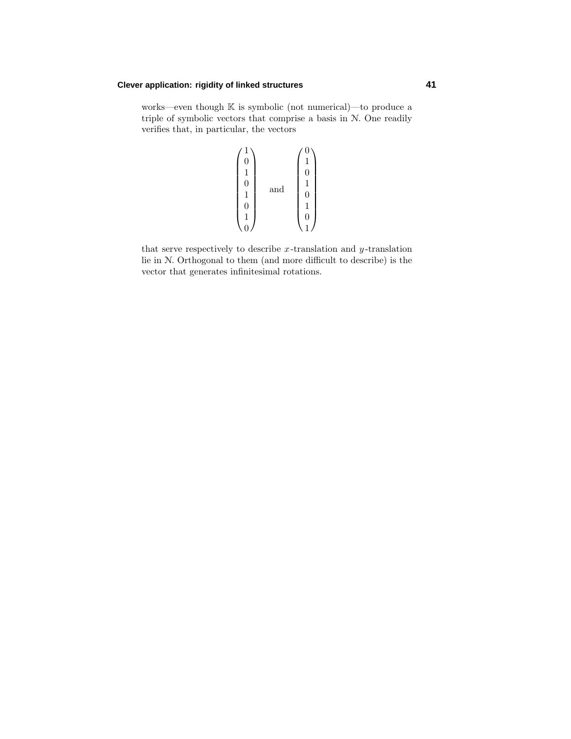works—even though $\mathbb{K}$ is symbolic (not numerical)—to produce a triple of symbolic vectors that comprise a basis in $\mathcal{N}$. One readily verifies that, in particular, the vectors

$$\begin{pmatrix} 1 \\ 0 \\ 1 \\ 0 \\ 1 \\ 0 \\ 1 \\ 0 \end{pmatrix} \quad \text{and} \quad \begin{pmatrix} 0 \\ 1 \\ 0 \\ 1 \\ 0 \\ 1 \\ 0 \\ 1 \end{pmatrix}$$

that serve respectively to describe $x$-translation and $y$-translation lie in $\mathcal{N}$. Orthogonal to them (and more difficult to describe) is the vector that generates infinitesimal rotations.